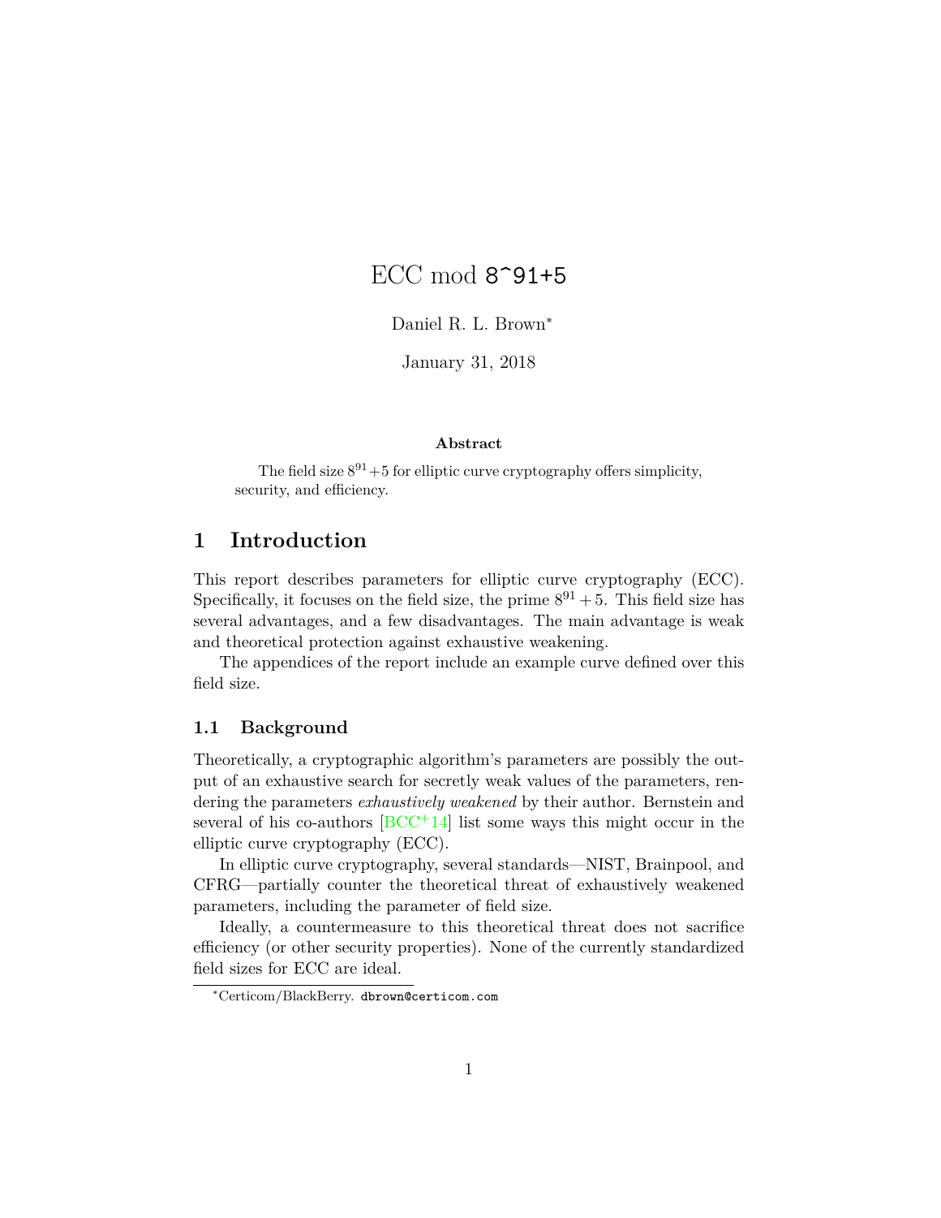# ECC mod `8^91+5`

Daniel R. L. Brown[*]

January 31, 2018

**Abstract**

The field size $8^{91}+5$ for elliptic curve cryptography offers simplicity, security, and efficiency.

## 1 Introduction

This report describes parameters for elliptic curve cryptography (ECC). Specifically, it focuses on the field size, the prime $8^{91}+5$. This field size has several advantages, and a few disadvantages. The main advantage is weak and theoretical protection against exhaustive weakening.

The appendices of the report include an example curve defined over this field size.

### 1.1 Background

Theoretically, a cryptographic algorithm's parameters are possibly the output of an exhaustive search for secretly weak values of the parameters, rendering the parameters *exhaustively weakened* by their author. Bernstein and several of his co-authors [BCC+14] list some ways this might occur in the elliptic curve cryptography (ECC).

In elliptic curve cryptography, several standards—NIST, Brainpool, and CFRG—partially counter the theoretical threat of exhaustively weakened parameters, including the parameter of field size.

Ideally, a countermeasure to this theoretical threat does not sacrifice efficiency (or other security properties). None of the currently standardized field sizes for ECC are ideal.

[*]Certicom/BlackBerry. `dbrown@certicom.com`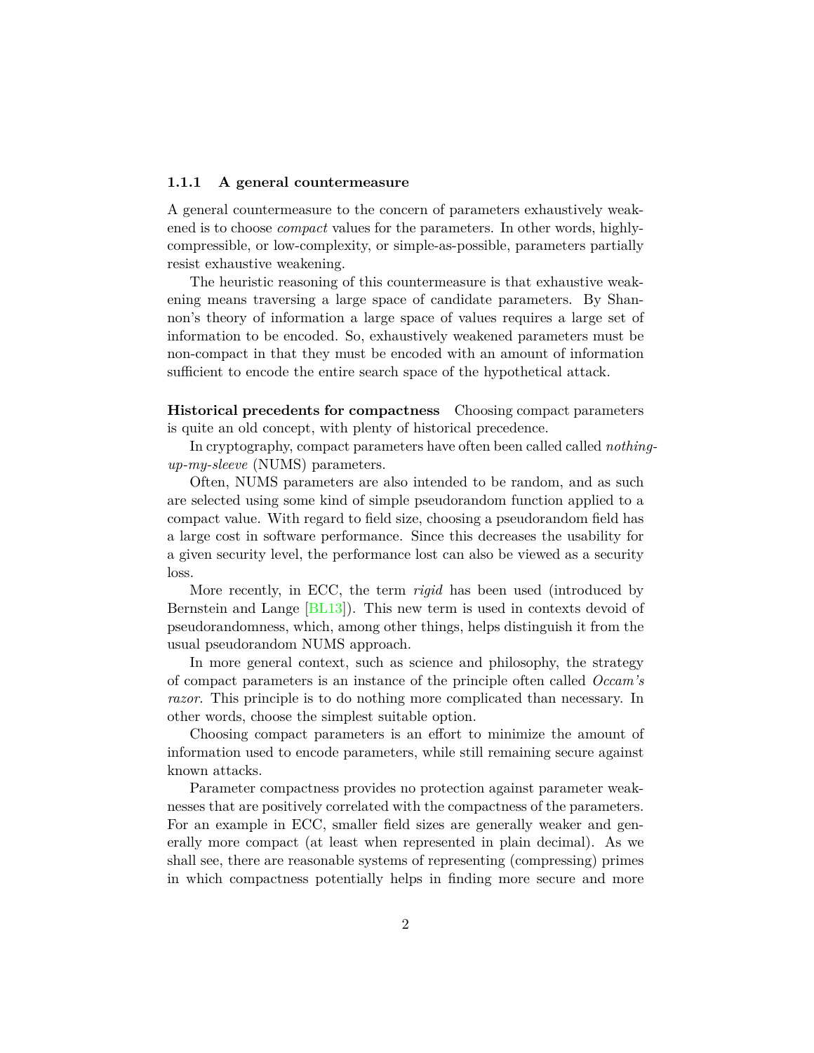### 1.1.1 A general countermeasure

A general countermeasure to the concern of parameters exhaustively weakened is to choose *compact* values for the parameters. In other words, highly-compressible, or low-complexity, or simple-as-possible, parameters partially resist exhaustive weakening.

The heuristic reasoning of this countermeasure is that exhaustive weakening means traversing a large space of candidate parameters. By Shannon's theory of information a large space of values requires a large set of information to be encoded. So, exhaustively weakened parameters must be non-compact in that they must be encoded with an amount of information sufficient to encode the entire search space of the hypothetical attack.

**Historical precedents for compactness** Choosing compact parameters is quite an old concept, with plenty of historical precedence.

In cryptography, compact parameters have often been called called *nothing-up-my-sleeve* (NUMS) parameters.

Often, NUMS parameters are also intended to be random, and as such are selected using some kind of simple pseudorandom function applied to a compact value. With regard to field size, choosing a pseudorandom field has a large cost in software performance. Since this decreases the usability for a given security level, the performance lost can also be viewed as a security loss.

More recently, in ECC, the term *rigid* has been used (introduced by Bernstein and Lange [BL13]). This new term is used in contexts devoid of pseudorandomness, which, among other things, helps distinguish it from the usual pseudorandom NUMS approach.

In more general context, such as science and philosophy, the strategy of compact parameters is an instance of the principle often called *Occam's razor*. This principle is to do nothing more complicated than necessary. In other words, choose the simplest suitable option.

Choosing compact parameters is an effort to minimize the amount of information used to encode parameters, while still remaining secure against known attacks.

Parameter compactness provides no protection against parameter weaknesses that are positively correlated with the compactness of the parameters. For an example in ECC, smaller field sizes are generally weaker and generally more compact (at least when represented in plain decimal). As we shall see, there are reasonable systems of representing (compressing) primes in which compactness potentially helps in finding more secure and more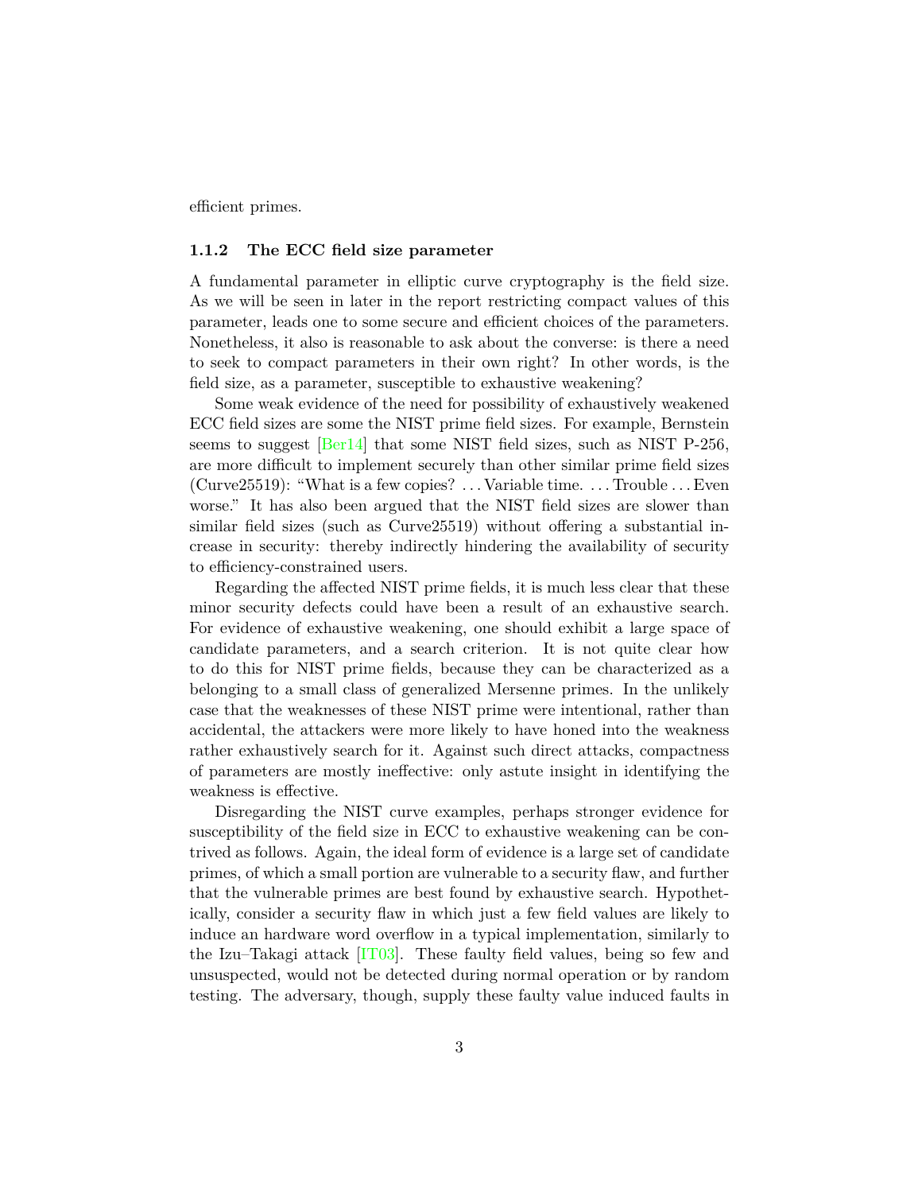efficient primes.

### 1.1.2 The ECC field size parameter

A fundamental parameter in elliptic curve cryptography is the field size. As we will be seen in later in the report restricting compact values of this parameter, leads one to some secure and efficient choices of the parameters. Nonetheless, it also is reasonable to ask about the converse: is there a need to seek to compact parameters in their own right? In other words, is the field size, as a parameter, susceptible to exhaustive weakening?

Some weak evidence of the need for possibility of exhaustively weakened ECC field sizes are some the NIST prime field sizes. For example, Bernstein seems to suggest [Ber14] that some NIST field sizes, such as NIST P-256, are more difficult to implement securely than other similar prime field sizes (Curve25519): "What is a few copies? . . . Variable time. . . . Trouble . . . Even worse." It has also been argued that the NIST field sizes are slower than similar field sizes (such as Curve25519) without offering a substantial increase in security: thereby indirectly hindering the availability of security to efficiency-constrained users.

Regarding the affected NIST prime fields, it is much less clear that these minor security defects could have been a result of an exhaustive search. For evidence of exhaustive weakening, one should exhibit a large space of candidate parameters, and a search criterion. It is not quite clear how to do this for NIST prime fields, because they can be characterized as a belonging to a small class of generalized Mersenne primes. In the unlikely case that the weaknesses of these NIST prime were intentional, rather than accidental, the attackers were more likely to have honed into the weakness rather exhaustively search for it. Against such direct attacks, compactness of parameters are mostly ineffective: only astute insight in identifying the weakness is effective.

Disregarding the NIST curve examples, perhaps stronger evidence for susceptibility of the field size in ECC to exhaustive weakening can be contrived as follows. Again, the ideal form of evidence is a large set of candidate primes, of which a small portion are vulnerable to a security flaw, and further that the vulnerable primes are best found by exhaustive search. Hypothetically, consider a security flaw in which just a few field values are likely to induce an hardware word overflow in a typical implementation, similarly to the Izu–Takagi attack [IT03]. These faulty field values, being so few and unsuspected, would not be detected during normal operation or by random testing. The adversary, though, supply these faulty value induced faults in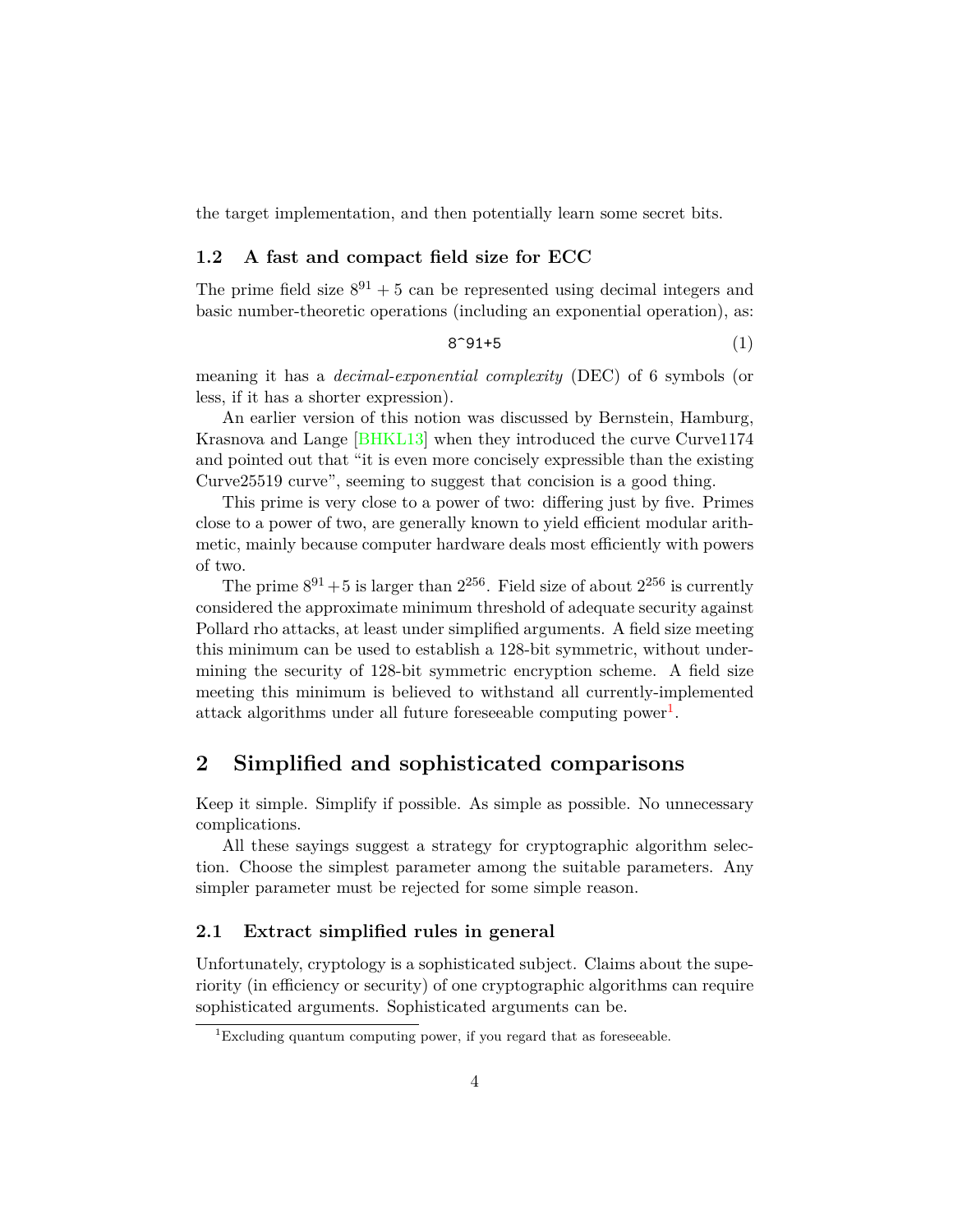the target implementation, and then potentially learn some secret bits.

### 1.2 A fast and compact field size for ECC

The prime field size $8^{91} + 5$ can be represented using decimal integers and basic number-theoretic operations (including an exponential operation), as:

$$\texttt{8^91+5} \tag{1}$$

meaning it has a *decimal-exponential complexity* (DEC) of 6 symbols (or less, if it has a shorter expression).

An earlier version of this notion was discussed by Bernstein, Hamburg, Krasnova and Lange [BHKL13] when they introduced the curve Curve1174 and pointed out that "it is even more concisely expressible than the existing Curve25519 curve", seeming to suggest that concision is a good thing.

This prime is very close to a power of two: differing just by five. Primes close to a power of two, are generally known to yield efficient modular arithmetic, mainly because computer hardware deals most efficiently with powers of two.

The prime $8^{91}+5$ is larger than $2^{256}$. Field size of about $2^{256}$ is currently considered the approximate minimum threshold of adequate security against Pollard rho attacks, at least under simplified arguments. A field size meeting this minimum can be used to establish a 128-bit symmetric, without undermining the security of 128-bit symmetric encryption scheme. A field size meeting this minimum is believed to withstand all currently-implemented attack algorithms under all future foreseeable computing power[1].

## 2 Simplified and sophisticated comparisons

Keep it simple. Simplify if possible. As simple as possible. No unnecessary complications.

All these sayings suggest a strategy for cryptographic algorithm selection. Choose the simplest parameter among the suitable parameters. Any simpler parameter must be rejected for some simple reason.

### 2.1 Extract simplified rules in general

Unfortunately, cryptology is a sophisticated subject. Claims about the superiority (in efficiency or security) of one cryptographic algorithms can require sophisticated arguments. Sophisticated arguments can be.

[1] Excluding quantum computing power, if you regard that as foreseeable.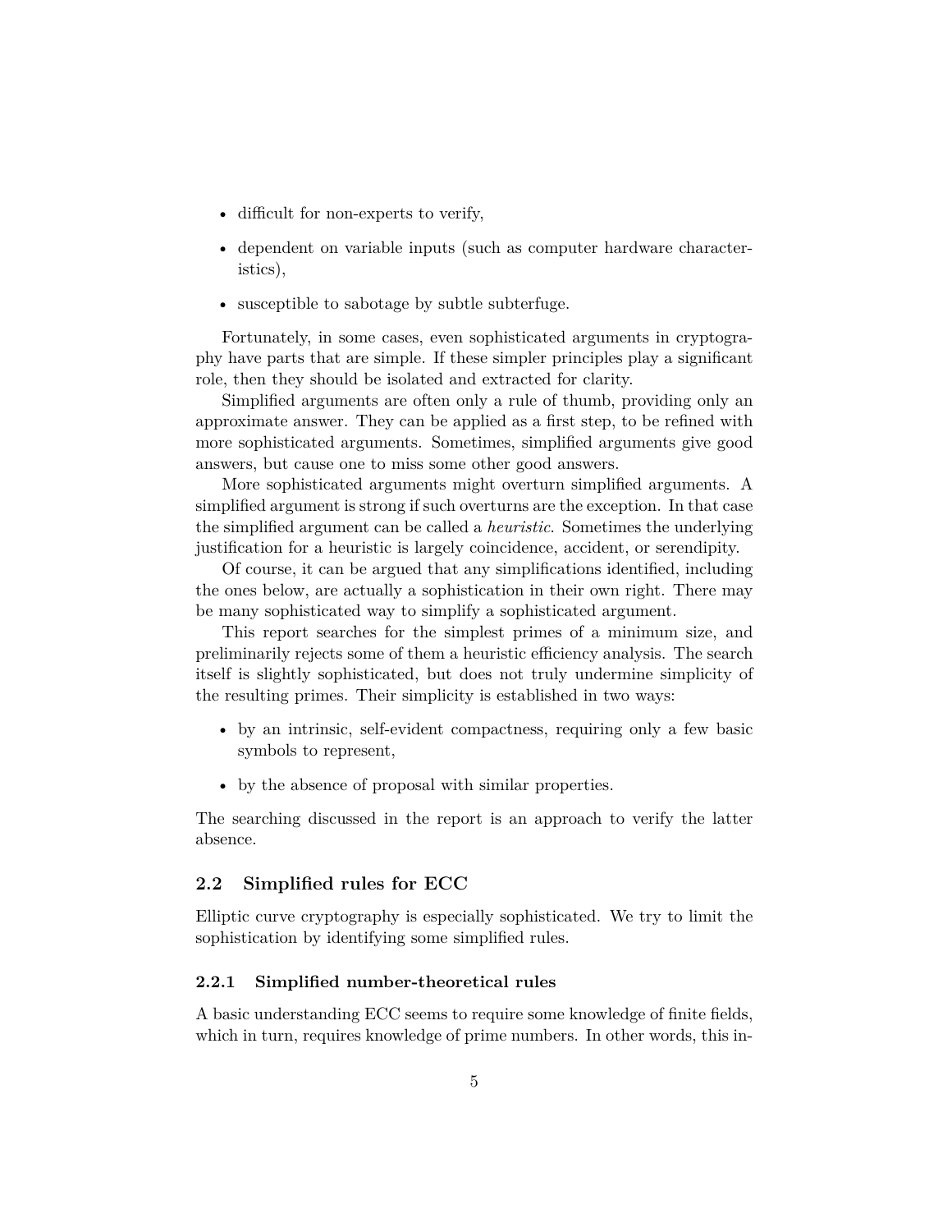- difficult for non-experts to verify,
- dependent on variable inputs (such as computer hardware characteristics),
- susceptible to sabotage by subtle subterfuge.

Fortunately, in some cases, even sophisticated arguments in cryptography have parts that are simple. If these simpler principles play a significant role, then they should be isolated and extracted for clarity.

Simplified arguments are often only a rule of thumb, providing only an approximate answer. They can be applied as a first step, to be refined with more sophisticated arguments. Sometimes, simplified arguments give good answers, but cause one to miss some other good answers.

More sophisticated arguments might overturn simplified arguments. A simplified argument is strong if such overturns are the exception. In that case the simplified argument can be called a *heuristic*. Sometimes the underlying justification for a heuristic is largely coincidence, accident, or serendipity.

Of course, it can be argued that any simplifications identified, including the ones below, are actually a sophistication in their own right. There may be many sophisticated way to simplify a sophisticated argument.

This report searches for the simplest primes of a minimum size, and preliminarily rejects some of them a heuristic efficiency analysis. The search itself is slightly sophisticated, but does not truly undermine simplicity of the resulting primes. Their simplicity is established in two ways:

- by an intrinsic, self-evident compactness, requiring only a few basic symbols to represent,
- by the absence of proposal with similar properties.

The searching discussed in the report is an approach to verify the latter absence.

## 2.2 Simplified rules for ECC

Elliptic curve cryptography is especially sophisticated. We try to limit the sophistication by identifying some simplified rules.

### 2.2.1 Simplified number-theoretical rules

A basic understanding ECC seems to require some knowledge of finite fields, which in turn, requires knowledge of prime numbers. In other words, this in-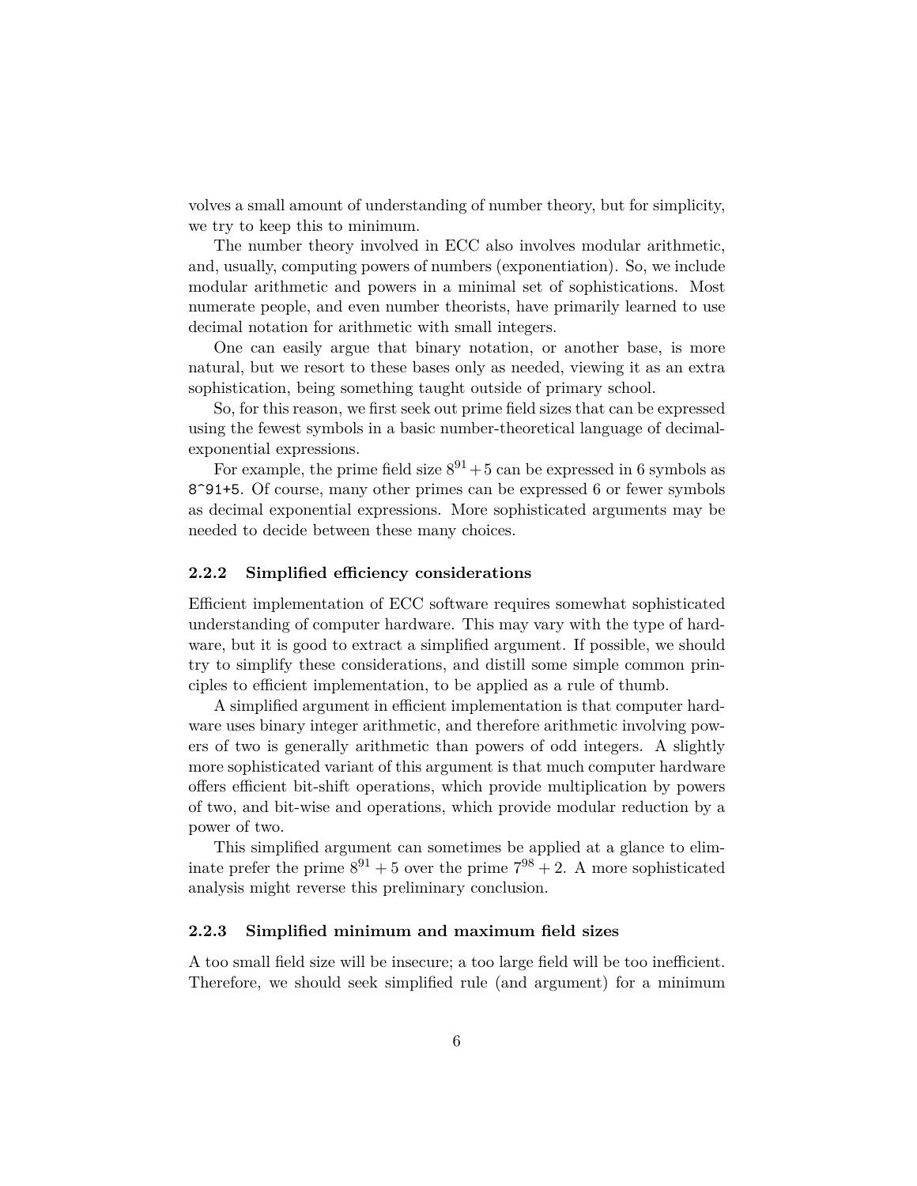volves a small amount of understanding of number theory, but for simplicity, we try to keep this to minimum.

The number theory involved in ECC also involves modular arithmetic, and, usually, computing powers of numbers (exponentiation). So, we include modular arithmetic and powers in a minimal set of sophistications. Most numerate people, and even number theorists, have primarily learned to use decimal notation for arithmetic with small integers.

One can easily argue that binary notation, or another base, is more natural, but we resort to these bases only as needed, viewing it as an extra sophistication, being something taught outside of primary school.

So, for this reason, we first seek out prime field sizes that can be expressed using the fewest symbols in a basic number-theoretical language of decimal-exponential expressions.

For example, the prime field size $8^{91} + 5$ can be expressed in 6 symbols as `8^91+5`. Of course, many other primes can be expressed 6 or fewer symbols as decimal exponential expressions. More sophisticated arguments may be needed to decide between these many choices.

### 2.2.2 Simplified efficiency considerations

Efficient implementation of ECC software requires somewhat sophisticated understanding of computer hardware. This may vary with the type of hardware, but it is good to extract a simplified argument. If possible, we should try to simplify these considerations, and distill some simple common principles to efficient implementation, to be applied as a rule of thumb.

A simplified argument in efficient implementation is that computer hardware uses binary integer arithmetic, and therefore arithmetic involving powers of two is generally arithmetic than powers of odd integers. A slightly more sophisticated variant of this argument is that much computer hardware offers efficient bit-shift operations, which provide multiplication by powers of two, and bit-wise and operations, which provide modular reduction by a power of two.

This simplified argument can sometimes be applied at a glance to eliminate prefer the prime $8^{91} + 5$ over the prime $7^{98} + 2$. A more sophisticated analysis might reverse this preliminary conclusion.

### 2.2.3 Simplified minimum and maximum field sizes

A too small field size will be insecure; a too large field will be too inefficient. Therefore, we should seek simplified rule (and argument) for a minimum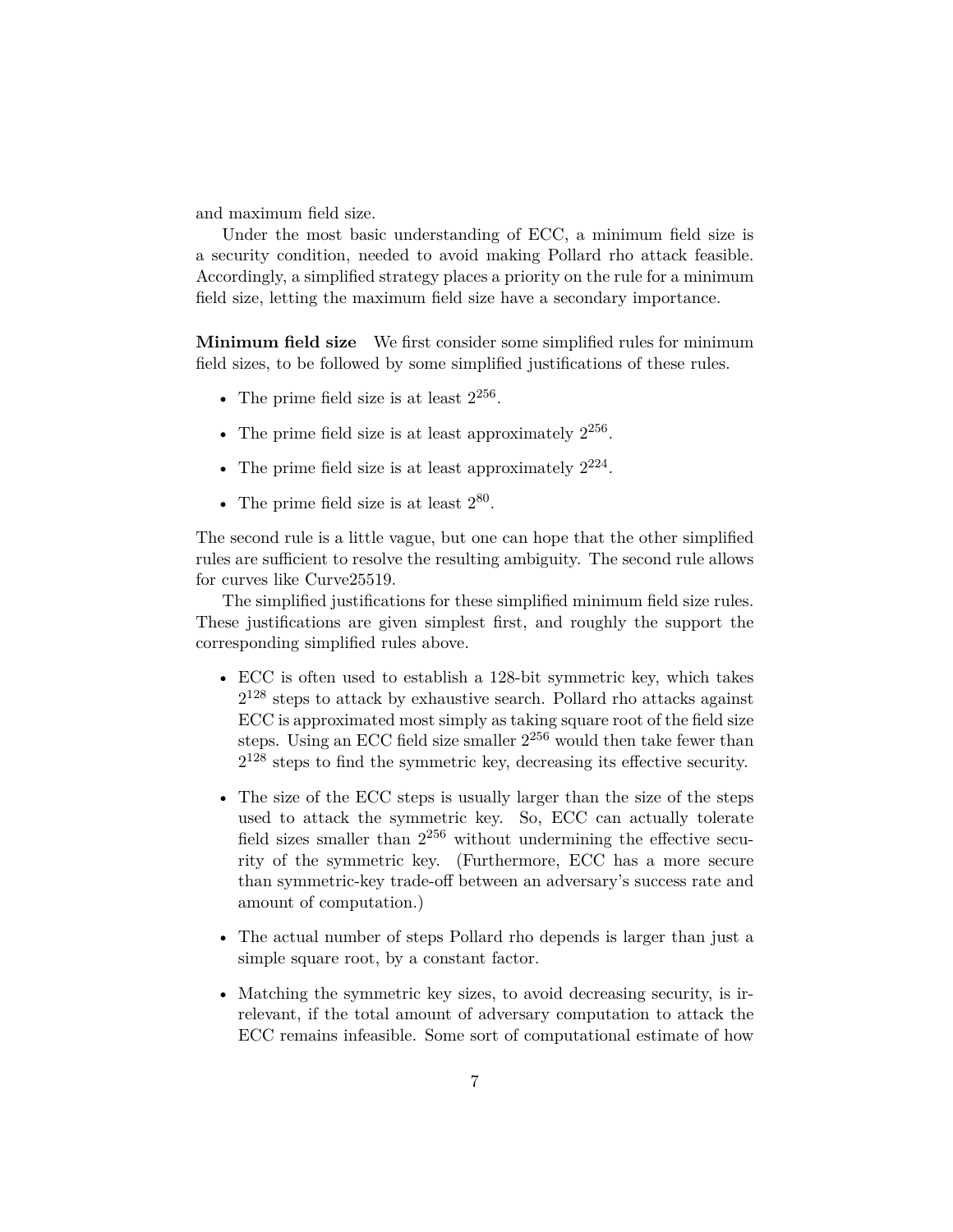and maximum field size.

Under the most basic understanding of ECC, a minimum field size is a security condition, needed to avoid making Pollard rho attack feasible. Accordingly, a simplified strategy places a priority on the rule for a minimum field size, letting the maximum field size have a secondary importance.

**Minimum field size** We first consider some simplified rules for minimum field sizes, to be followed by some simplified justifications of these rules.

- The prime field size is at least $2^{256}$.
- The prime field size is at least approximately $2^{256}$.
- The prime field size is at least approximately $2^{224}$.
- The prime field size is at least $2^{80}$.

The second rule is a little vague, but one can hope that the other simplified rules are sufficient to resolve the resulting ambiguity. The second rule allows for curves like Curve25519.

The simplified justifications for these simplified minimum field size rules. These justifications are given simplest first, and roughly the support the corresponding simplified rules above.

- ECC is often used to establish a 128-bit symmetric key, which takes $2^{128}$ steps to attack by exhaustive search. Pollard rho attacks against ECC is approximated most simply as taking square root of the field size steps. Using an ECC field size smaller $2^{256}$ would then take fewer than $2^{128}$ steps to find the symmetric key, decreasing its effective security.
- The size of the ECC steps is usually larger than the size of the steps used to attack the symmetric key. So, ECC can actually tolerate field sizes smaller than $2^{256}$ without undermining the effective security of the symmetric key. (Furthermore, ECC has a more secure than symmetric-key trade-off between an adversary's success rate and amount of computation.)
- The actual number of steps Pollard rho depends is larger than just a simple square root, by a constant factor.
- Matching the symmetric key sizes, to avoid decreasing security, is irrelevant, if the total amount of adversary computation to attack the ECC remains infeasible. Some sort of computational estimate of how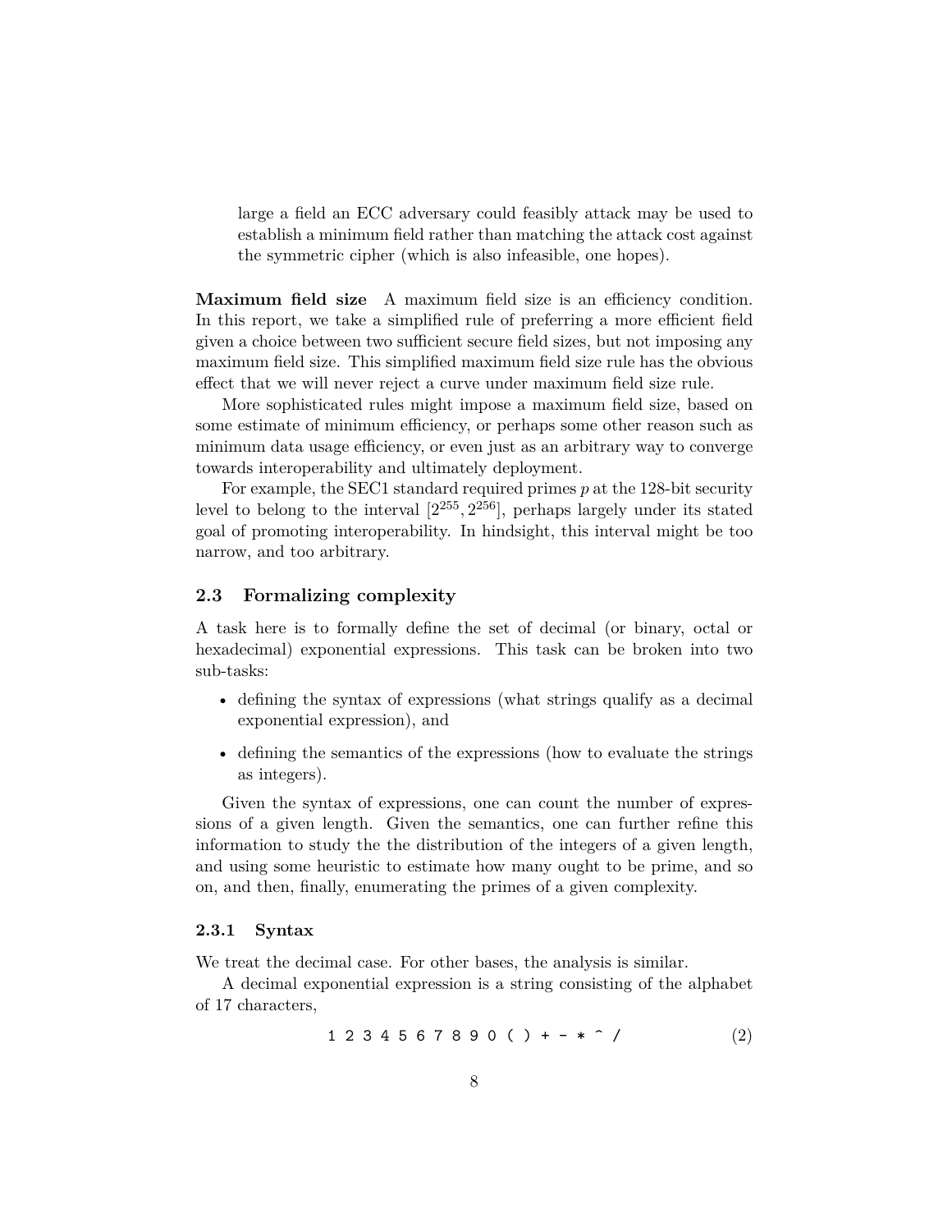large a field an ECC adversary could feasibly attack may be used to establish a minimum field rather than matching the attack cost against the symmetric cipher (which is also infeasible, one hopes).

**Maximum field size** A maximum field size is an efficiency condition. In this report, we take a simplified rule of preferring a more efficient field given a choice between two sufficient secure field sizes, but not imposing any maximum field size. This simplified maximum field size rule has the obvious effect that we will never reject a curve under maximum field size rule.

More sophisticated rules might impose a maximum field size, based on some estimate of minimum efficiency, or perhaps some other reason such as minimum data usage efficiency, or even just as an arbitrary way to converge towards interoperability and ultimately deployment.

For example, the SEC1 standard required primes $p$ at the 128-bit security level to belong to the interval $[2^{255}, 2^{256}]$, perhaps largely under its stated goal of promoting interoperability. In hindsight, this interval might be too narrow, and too arbitrary.

## 2.3 Formalizing complexity

A task here is to formally define the set of decimal (or binary, octal or hexadecimal) exponential expressions. This task can be broken into two sub-tasks:

- defining the syntax of expressions (what strings qualify as a decimal exponential expression), and
- defining the semantics of the expressions (how to evaluate the strings as integers).

Given the syntax of expressions, one can count the number of expressions of a given length. Given the semantics, one can further refine this information to study the the distribution of the integers of a given length, and using some heuristic to estimate how many ought to be prime, and so on, and then, finally, enumerating the primes of a given complexity.

### 2.3.1 Syntax

We treat the decimal case. For other bases, the analysis is similar.

A decimal exponential expression is a string consisting of the alphabet of 17 characters,

```
1 2 3 4 5 6 7 8 9 0 ( ) + - * ^ /          (2)
```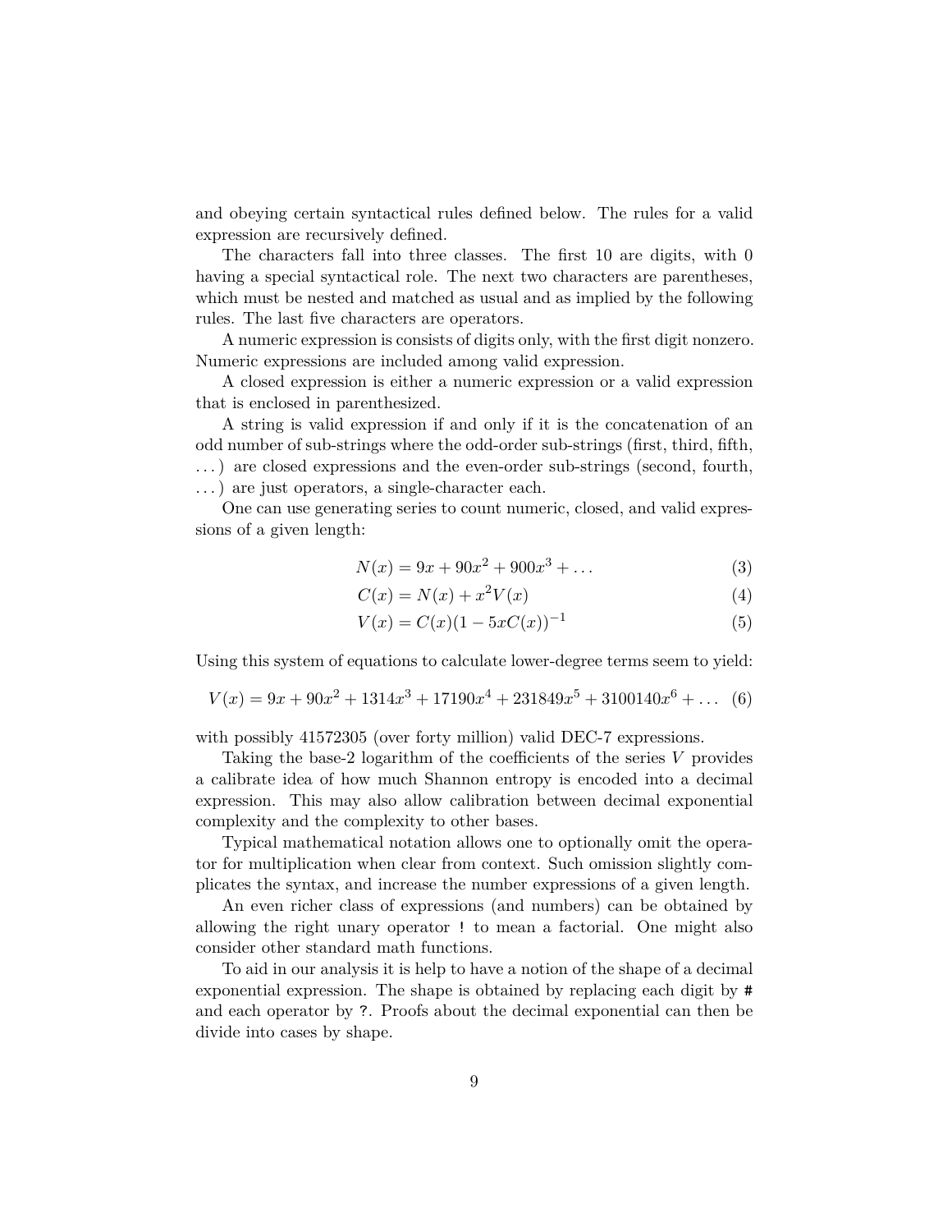and obeying certain syntactical rules defined below. The rules for a valid expression are recursively defined.

The characters fall into three classes. The first 10 are digits, with 0 having a special syntactical role. The next two characters are parentheses, which must be nested and matched as usual and as implied by the following rules. The last five characters are operators.

A numeric expression is consists of digits only, with the first digit nonzero. Numeric expressions are included among valid expression.

A closed expression is either a numeric expression or a valid expression that is enclosed in parenthesized.

A string is valid expression if and only if it is the concatenation of an odd number of sub-strings where the odd-order sub-strings (first, third, fifth, ...) are closed expressions and the even-order sub-strings (second, fourth, ...) are just operators, a single-character each.

One can use generating series to count numeric, closed, and valid expressions of a given length:

$$N(x) = 9x + 90x^2 + 900x^3 + \dots \tag{3}$$

$$C(x) = N(x) + x^2 V(x) \tag{4}$$

$$V(x) = C(x)(1 - 5xC(x))^{-1} \tag{5}$$

Using this system of equations to calculate lower-degree terms seem to yield:

$$V(x) = 9x + 90x^2 + 1314x^3 + 17190x^4 + 231849x^5 + 3100140x^6 + \dots \tag{6}$$

with possibly 41572305 (over forty million) valid DEC-7 expressions.

Taking the base-2 logarithm of the coefficients of the series $V$ provides a calibrate idea of how much Shannon entropy is encoded into a decimal expression. This may also allow calibration between decimal exponential complexity and the complexity to other bases.

Typical mathematical notation allows one to optionally omit the operator for multiplication when clear from context. Such omission slightly complicates the syntax, and increase the number expressions of a given length.

An even richer class of expressions (and numbers) can be obtained by allowing the right unary operator `!` to mean a factorial. One might also consider other standard math functions.

To aid in our analysis it is help to have a notion of the shape of a decimal exponential expression. The shape is obtained by replacing each digit by `#` and each operator by `?`. Proofs about the decimal exponential can then be divide into cases by shape.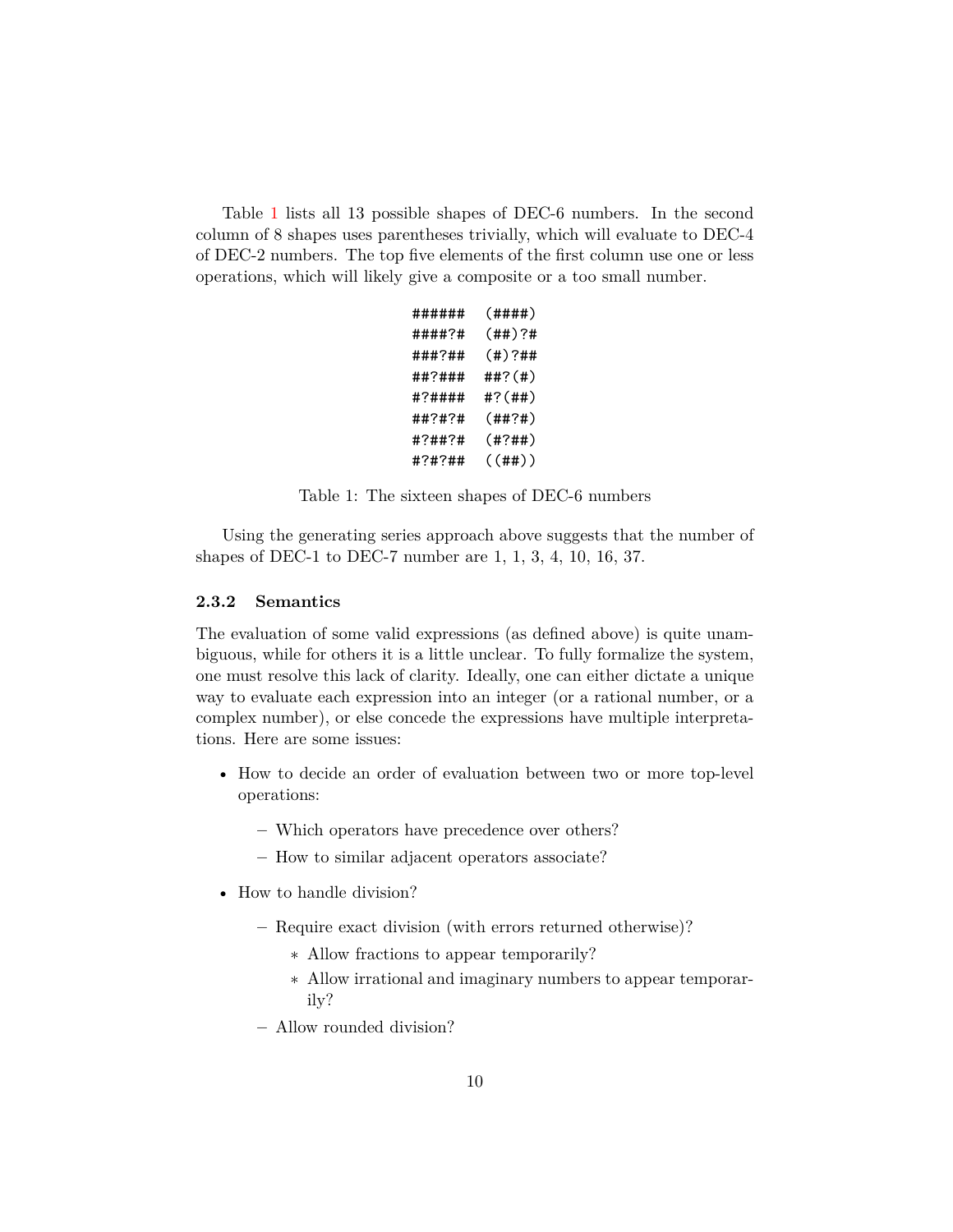Table 1 lists all 13 possible shapes of DEC-6 numbers. In the second column of 8 shapes uses parentheses trivially, which will evaluate to DEC-4 of DEC-2 numbers. The top five elements of the first column use one or less operations, which will likely give a composite or a too small number.

| | |
|---|---|
| `######` | `(####)` |
| `####?#` | `(##)?#` |
| `###?##` | `(#)?##` |
| `##?###` | `##?(#)` |
| `#?####` | `#?(##)` |
| `##?#?#` | `(##?#)` |
| `#?##?#` | `(#?##)` |
| `#?#?##` | `((##))` |

Table 1: The sixteen shapes of DEC-6 numbers

Using the generating series approach above suggests that the number of shapes of DEC-1 to DEC-7 number are 1, 1, 3, 4, 10, 16, 37.

#### 2.3.2 Semantics

The evaluation of some valid expressions (as defined above) is quite unambiguous, while for others it is a little unclear. To fully formalize the system, one must resolve this lack of clarity. Ideally, one can either dictate a unique way to evaluate each expression into an integer (or a rational number, or a complex number), or else concede the expressions have multiple interpretations. Here are some issues:

- How to decide an order of evaluation between two or more top-level operations:
  - Which operators have precedence over others?
  - How to similar adjacent operators associate?
- How to handle division?
  - Require exact division (with errors returned otherwise)?
    - Allow fractions to appear temporarily?
    - Allow irrational and imaginary numbers to appear temporarily?
  - Allow rounded division?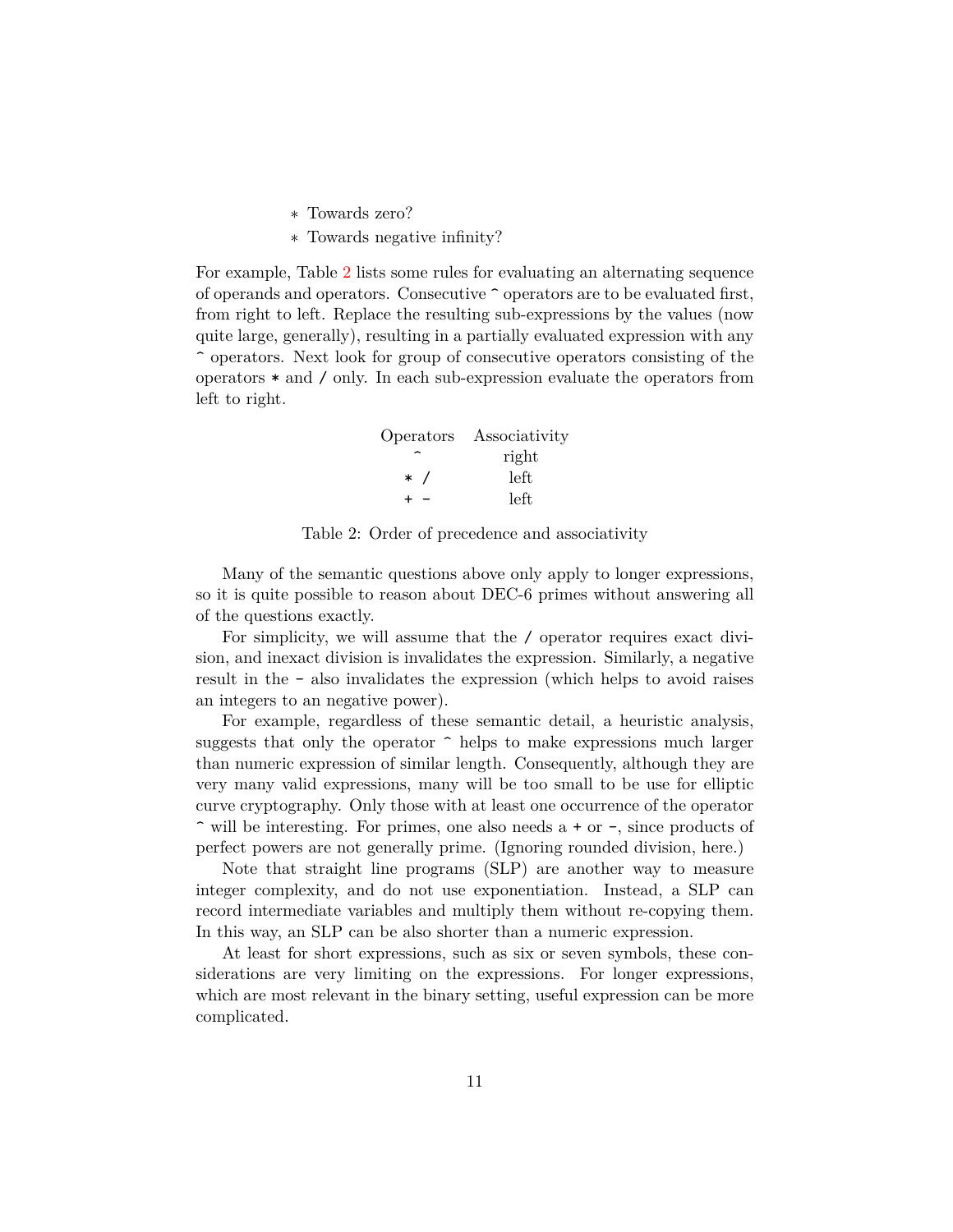* Towards zero?
  * Towards negative infinity?

For example, Table 2 lists some rules for evaluating an alternating sequence of operands and operators. Consecutive `^` operators are to be evaluated first, from right to left. Replace the resulting sub-expressions by the values (now quite large, generally), resulting in a partially evaluated expression with any `^` operators. Next look for group of consecutive operators consisting of the operators `*` and `/` only. In each sub-expression evaluate the operators from left to right.

| Operators | Associativity |
|---|---|
| `^` | right |
| `* /` | left |
| `+ -` | left |

Table 2: Order of precedence and associativity

Many of the semantic questions above only apply to longer expressions, so it is quite possible to reason about DEC-6 primes without answering all of the questions exactly.

For simplicity, we will assume that the `/` operator requires exact division, and inexact division is invalidates the expression. Similarly, a negative result in the `-` also invalidates the expression (which helps to avoid raises an integers to an negative power).

For example, regardless of these semantic detail, a heuristic analysis, suggests that only the operator `^` helps to make expressions much larger than numeric expression of similar length. Consequently, although they are very many valid expressions, many will be too small to be use for elliptic curve cryptography. Only those with at least one occurrence of the operator `^` will be interesting. For primes, one also needs a `+` or `-`, since products of perfect powers are not generally prime. (Ignoring rounded division, here.)

Note that straight line programs (SLP) are another way to measure integer complexity, and do not use exponentiation. Instead, a SLP can record intermediate variables and multiply them without re-copying them. In this way, an SLP can be also shorter than a numeric expression.

At least for short expressions, such as six or seven symbols, these considerations are very limiting on the expressions. For longer expressions, which are most relevant in the binary setting, useful expression can be more complicated.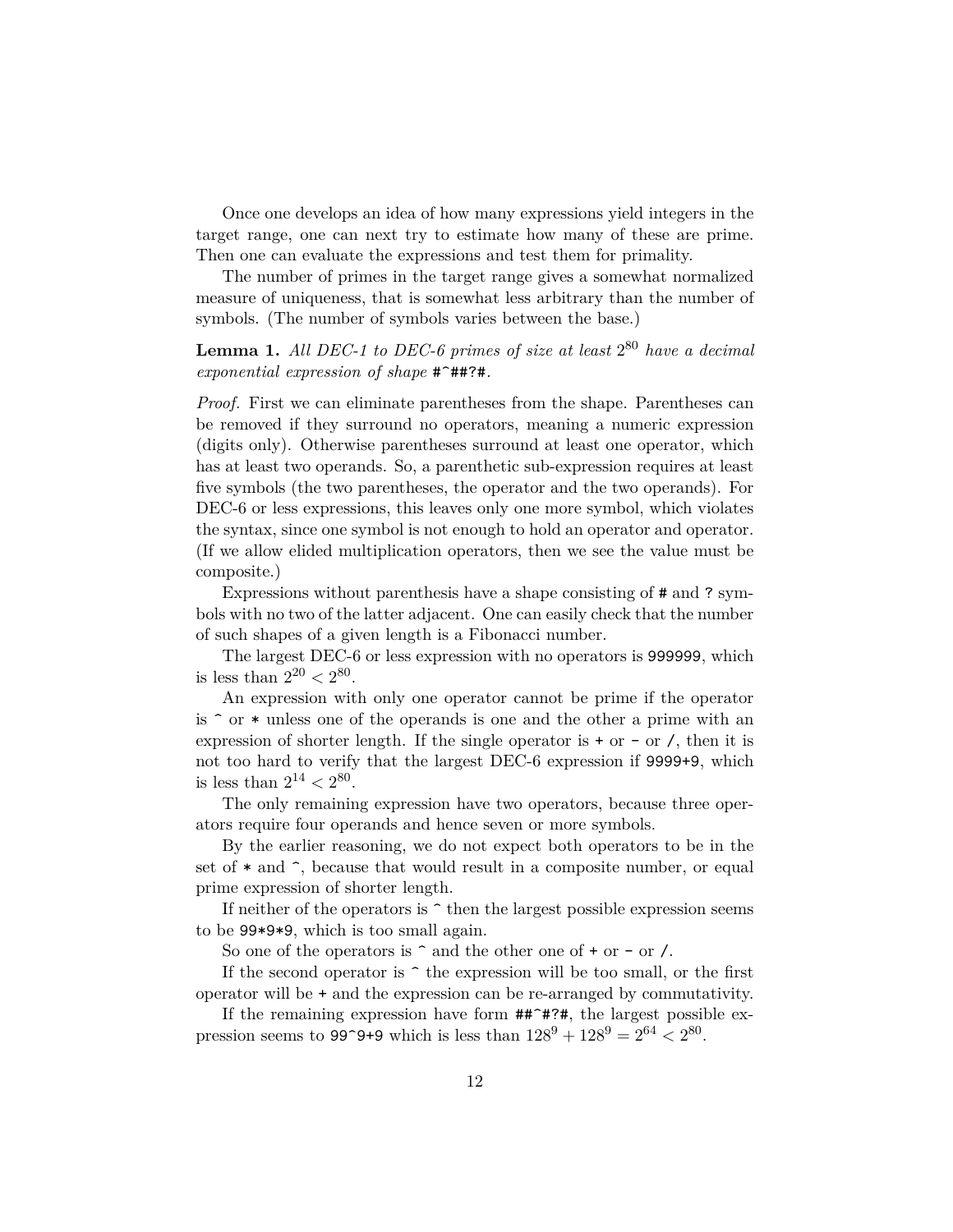Once one develops an idea of how many expressions yield integers in the target range, one can next try to estimate how many of these are prime. Then one can evaluate the expressions and test them for primality.

The number of primes in the target range gives a somewhat normalized measure of uniqueness, that is somewhat less arbitrary than the number of symbols. (The number of symbols varies between the base.)

**Lemma 1.** *All DEC-1 to DEC-6 primes of size at least* $2^{80}$ *have a decimal exponential expression of shape* `#^##?#`.

*Proof.* First we can eliminate parentheses from the shape. Parentheses can be removed if they surround no operators, meaning a numeric expression (digits only). Otherwise parentheses surround at least one operator, which has at least two operands. So, a parenthetic sub-expression requires at least five symbols (the two parentheses, the operator and the two operands). For DEC-6 or less expressions, this leaves only one more symbol, which violates the syntax, since one symbol is not enough to hold an operator and operator. (If we allow elided multiplication operators, then we see the value must be composite.)

Expressions without parenthesis have a shape consisting of `#` and `?` symbols with no two of the latter adjacent. One can easily check that the number of such shapes of a given length is a Fibonacci number.

The largest DEC-6 or less expression with no operators is `999999`, which is less than $2^{20} < 2^{80}$.

An expression with only one operator cannot be prime if the operator is `^` or `*` unless one of the operands is one and the other a prime with an expression of shorter length. If the single operator is `+` or `-` or `/`, then it is not too hard to verify that the largest DEC-6 expression if `9999+9`, which is less than $2^{14} < 2^{80}$.

The only remaining expression have two operators, because three operators require four operands and hence seven or more symbols.

By the earlier reasoning, we do not expect both operators to be in the set of `*` and `^`, because that would result in a composite number, or equal prime expression of shorter length.

If neither of the operators is `^` then the largest possible expression seems to be `99*9*9`, which is too small again.

So one of the operators is `^` and the other one of `+` or `-` or `/`.

If the second operator is `^` the expression will be too small, or the first operator will be `+` and the expression can be re-arranged by commutativity.

If the remaining expression have form `##^#?#`, the largest possible expression seems to `99^9+9` which is less than $128^9 + 128^9 = 2^{64} < 2^{80}$.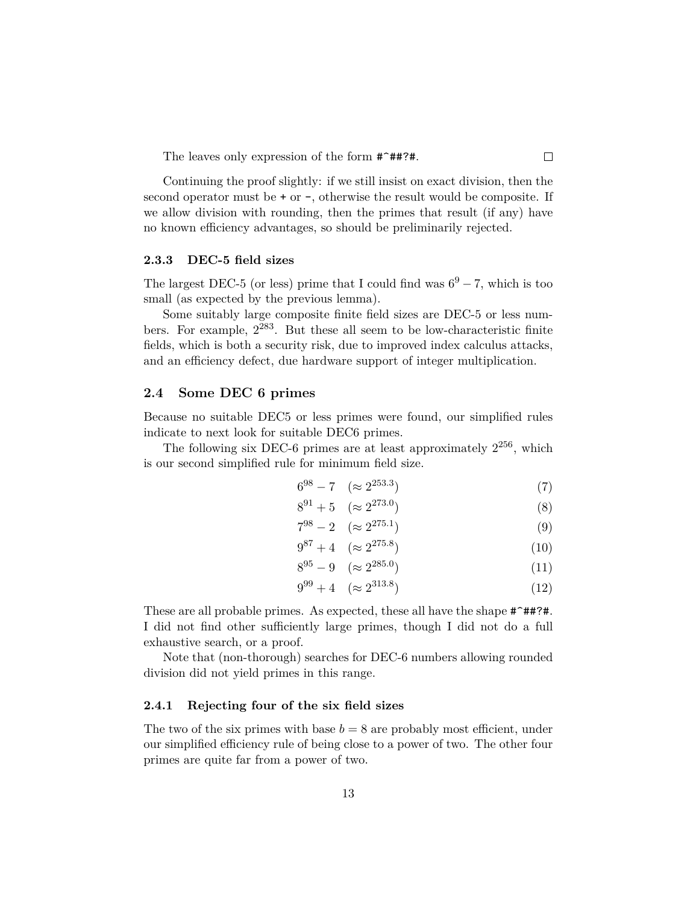The leaves only expression of the form `#^##?#`. □

Continuing the proof slightly: if we still insist on exact division, then the second operator must be `+` or `-`, otherwise the result would be composite. If we allow division with rounding, then the primes that result (if any) have no known efficiency advantages, so should be preliminarily rejected.

#### 2.3.3 DEC-5 field sizes

The largest DEC-5 (or less) prime that I could find was $6^9 - 7$, which is too small (as expected by the previous lemma).

Some suitably large composite finite field sizes are DEC-5 or less numbers. For example, $2^{283}$. But these all seem to be low-characteristic finite fields, which is both a security risk, due to improved index calculus attacks, and an efficiency defect, due hardware support of integer multiplication.

### 2.4 Some DEC 6 primes

Because no suitable DEC5 or less primes were found, our simplified rules indicate to next look for suitable DEC6 primes.

The following six DEC-6 primes are at least approximately $2^{256}$, which is our second simplified rule for minimum field size.

$$6^{98} - 7 \quad (\approx 2^{253.3}) \tag{7}$$

$$8^{91} + 5 \quad (\approx 2^{273.0}) \tag{8}$$

$$7^{98} - 2 \quad (\approx 2^{275.1}) \tag{9}$$

$$9^{87} + 4 \quad (\approx 2^{275.8}) \tag{10}$$

$$8^{95} - 9 \quad (\approx 2^{285.0}) \tag{11}$$

$$9^{99} + 4 \quad (\approx 2^{313.8}) \tag{12}$$

These are all probable primes. As expected, these all have the shape `#^##?#`. I did not find other sufficiently large primes, though I did not do a full exhaustive search, or a proof.

Note that (non-thorough) searches for DEC-6 numbers allowing rounded division did not yield primes in this range.

#### 2.4.1 Rejecting four of the six field sizes

The two of the six primes with base $b = 8$ are probably most efficient, under our simplified efficiency rule of being close to a power of two. The other four primes are quite far from a power of two.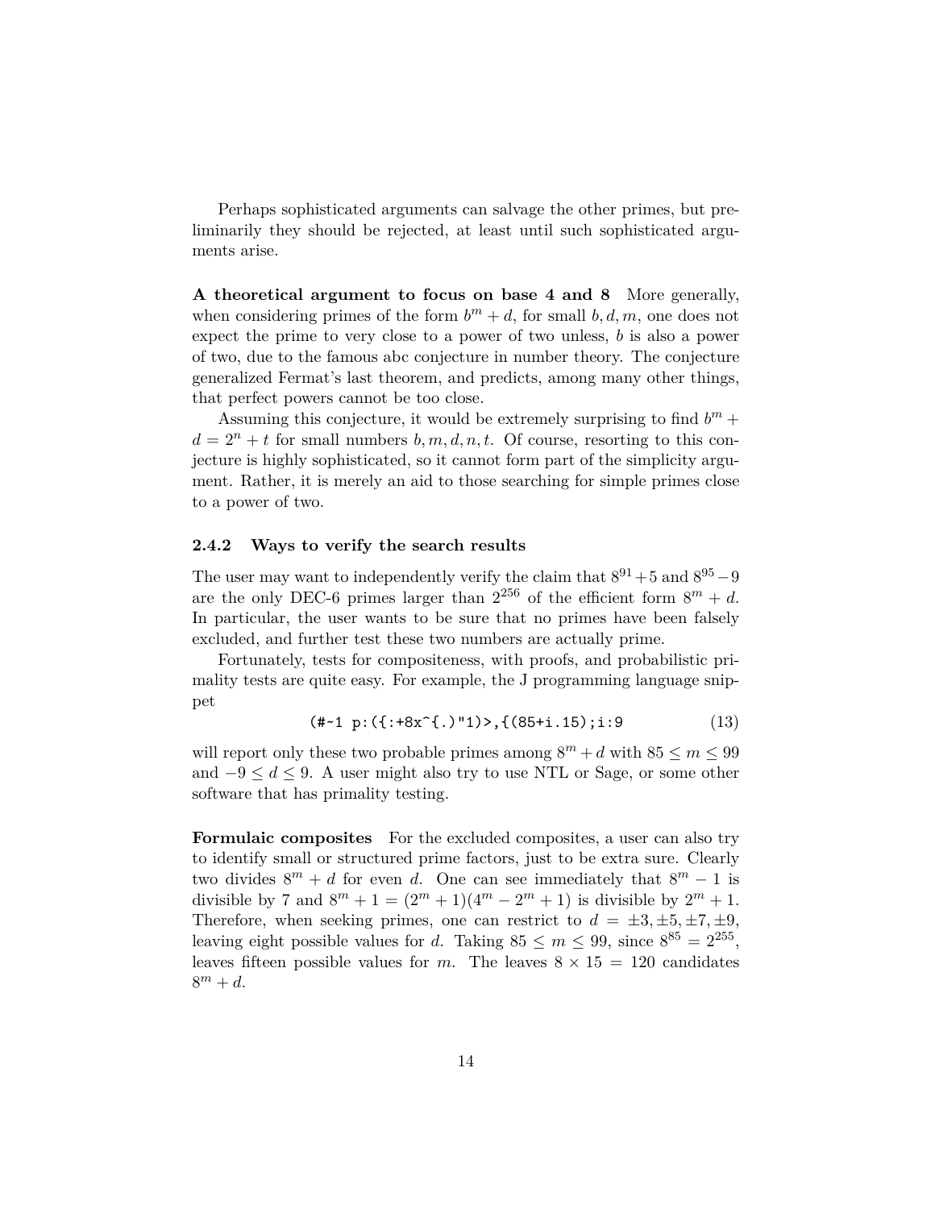Perhaps sophisticated arguments can salvage the other primes, but preliminarily they should be rejected, at least until such sophisticated arguments arise.

**A theoretical argument to focus on base 4 and 8** More generally, when considering primes of the form $b^m + d$, for small $b, d, m$, one does not expect the prime to very close to a power of two unless, $b$ is also a power of two, due to the famous abc conjecture in number theory. The conjecture generalized Fermat's last theorem, and predicts, among many other things, that perfect powers cannot be too close.

Assuming this conjecture, it would be extremely surprising to find $b^m + d = 2^n + t$ for small numbers $b, m, d, n, t$. Of course, resorting to this conjecture is highly sophisticated, so it cannot form part of the simplicity argument. Rather, it is merely an aid to those searching for simple primes close to a power of two.

### 2.4.2 Ways to verify the search results

The user may want to independently verify the claim that $8^{91}+5$ and $8^{95}-9$ are the only DEC-6 primes larger than $2^{256}$ of the efficient form $8^m + d$. In particular, the user wants to be sure that no primes have been falsely excluded, and further test these two numbers are actually prime.

Fortunately, tests for compositeness, with proofs, and probabilistic primality tests are quite easy. For example, the J programming language snippet

```
(#~1 p:({:+8x^{.)"1)>,{(85+i.15);i:9        (13)
```

will report only these two probable primes among $8^m + d$ with $85 \leq m \leq 99$ and $-9 \leq d \leq 9$. A user might also try to use NTL or Sage, or some other software that has primality testing.

**Formulaic composites** For the excluded composites, a user can also try to identify small or structured prime factors, just to be extra sure. Clearly two divides $8^m + d$ for even $d$. One can see immediately that $8^m - 1$ is divisible by 7 and $8^m + 1 = (2^m + 1)(4^m - 2^m + 1)$ is divisible by $2^m + 1$. Therefore, when seeking primes, one can restrict to $d = \pm 3, \pm 5, \pm 7, \pm 9$, leaving eight possible values for $d$. Taking $85 \leq m \leq 99$, since $8^{85} = 2^{255}$, leaves fifteen possible values for $m$. The leaves $8 \times 15 = 120$ candidates $8^m + d$.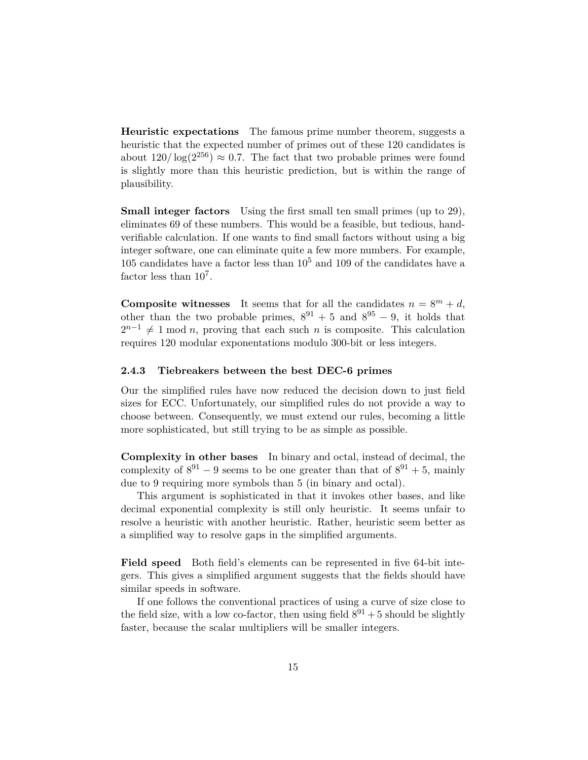**Heuristic expectations** The famous prime number theorem, suggests a heuristic that the expected number of primes out of these 120 candidates is about $120/\log(2^{256}) \approx 0.7$. The fact that two probable primes were found is slightly more than this heuristic prediction, but is within the range of plausibility.

**Small integer factors** Using the first small ten small primes (up to 29), eliminates 69 of these numbers. This would be a feasible, but tedious, hand-verifiable calculation. If one wants to find small factors without using a big integer software, one can eliminate quite a few more numbers. For example, 105 candidates have a factor less than $10^5$ and 109 of the candidates have a factor less than $10^7$.

**Composite witnesses** It seems that for all the candidates $n = 8^m + d$, other than the two probable primes, $8^{91} + 5$ and $8^{95} - 9$, it holds that $2^{n-1} \neq 1 \bmod n$, proving that each such $n$ is composite. This calculation requires 120 modular exponentations modulo 300-bit or less integers.

### 2.4.3 Tiebreakers between the best DEC-6 primes

Our the simplified rules have now reduced the decision down to just field sizes for ECC. Unfortunately, our simplified rules do not provide a way to choose between. Consequently, we must extend our rules, becoming a little more sophisticated, but still trying to be as simple as possible.

**Complexity in other bases** In binary and octal, instead of decimal, the complexity of $8^{91} - 9$ seems to be one greater than that of $8^{91} + 5$, mainly due to 9 requiring more symbols than 5 (in binary and octal).

This argument is sophisticated in that it invokes other bases, and like decimal exponential complexity is still only heuristic. It seems unfair to resolve a heuristic with another heuristic. Rather, heuristic seem better as a simplified way to resolve gaps in the simplified arguments.

**Field speed** Both field's elements can be represented in five 64-bit integers. This gives a simplified argument suggests that the fields should have similar speeds in software.

If one follows the conventional practices of using a curve of size close to the field size, with a low co-factor, then using field $8^{91} + 5$ should be slightly faster, because the scalar multipliers will be smaller integers.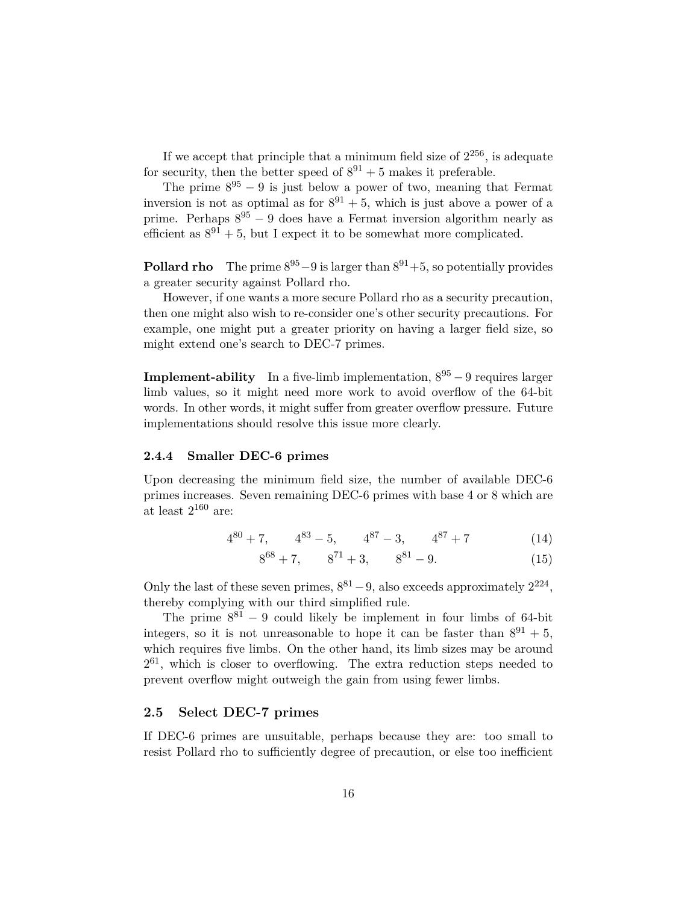If we accept that principle that a minimum field size of $2^{256}$, is adequate for security, then the better speed of $8^{91} + 5$ makes it preferable.

The prime $8^{95} - 9$ is just below a power of two, meaning that Fermat inversion is not as optimal as for $8^{91} + 5$, which is just above a power of a prime. Perhaps $8^{95} - 9$ does have a Fermat inversion algorithm nearly as efficient as $8^{91} + 5$, but I expect it to be somewhat more complicated.

**Pollard rho** The prime $8^{95} - 9$ is larger than $8^{91} + 5$, so potentially provides a greater security against Pollard rho.

However, if one wants a more secure Pollard rho as a security precaution, then one might also wish to re-consider one's other security precautions. For example, one might put a greater priority on having a larger field size, so might extend one's search to DEC-7 primes.

**Implement-ability** In a five-limb implementation, $8^{95} - 9$ requires larger limb values, so it might need more work to avoid overflow of the 64-bit words. In other words, it might suffer from greater overflow pressure. Future implementations should resolve this issue more clearly.

### 2.4.4 Smaller DEC-6 primes

Upon decreasing the minimum field size, the number of available DEC-6 primes increases. Seven remaining DEC-6 primes with base 4 or 8 which are at least $2^{160}$ are:

$$4^{80} + 7, \qquad 4^{83} - 5, \qquad 4^{87} - 3, \qquad 4^{87} + 7 \tag{14}$$

$$8^{68} + 7, \qquad 8^{71} + 3, \qquad 8^{81} - 9. \tag{15}$$

Only the last of these seven primes, $8^{81} - 9$, also exceeds approximately $2^{224}$, thereby complying with our third simplified rule.

The prime $8^{81} - 9$ could likely be implement in four limbs of 64-bit integers, so it is not unreasonable to hope it can be faster than $8^{91} + 5$, which requires five limbs. On the other hand, its limb sizes may be around $2^{61}$, which is closer to overflowing. The extra reduction steps needed to prevent overflow might outweigh the gain from using fewer limbs.

## 2.5 Select DEC-7 primes

If DEC-6 primes are unsuitable, perhaps because they are: too small to resist Pollard rho to sufficiently degree of precaution, or else too inefficient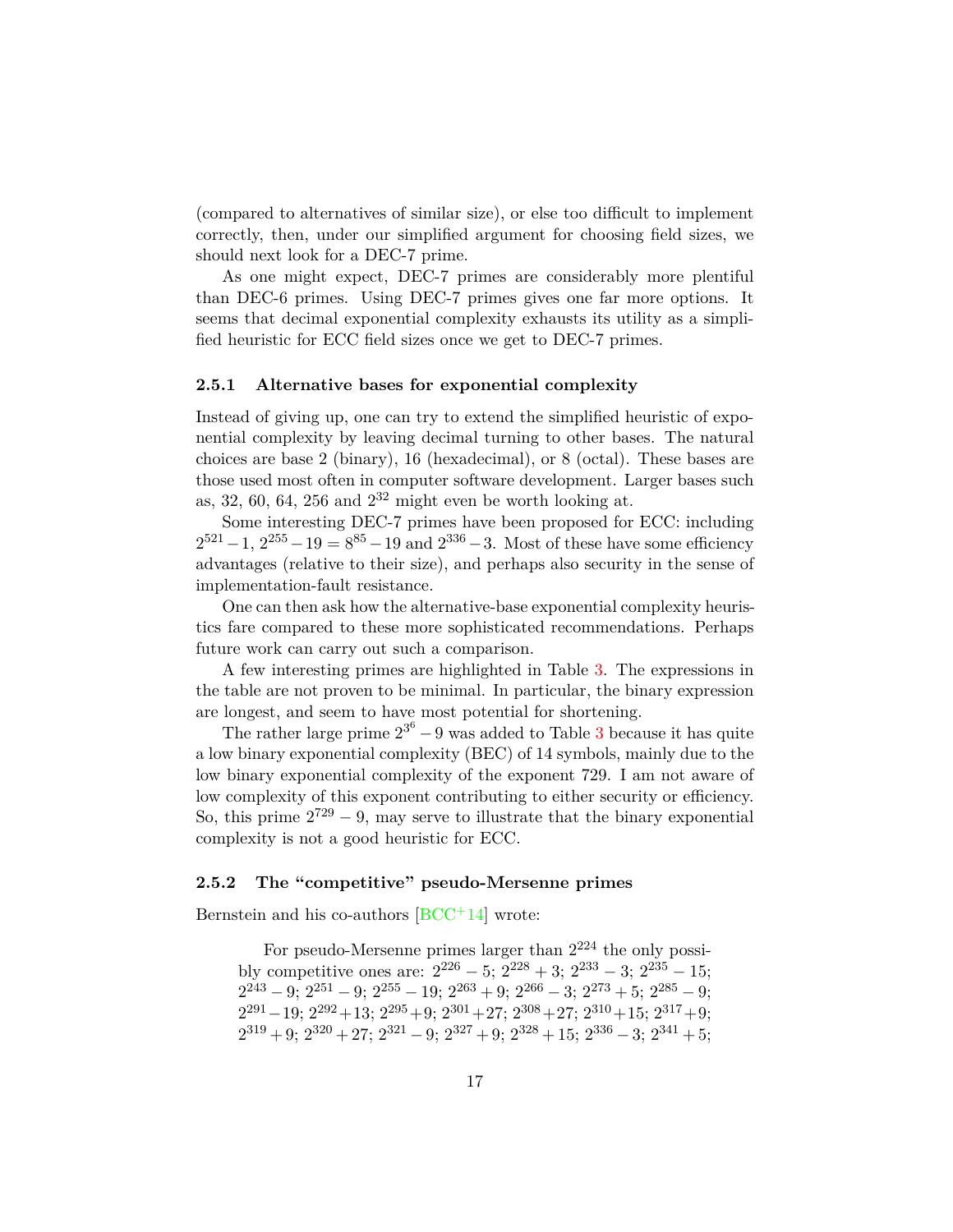(compared to alternatives of similar size), or else too difficult to implement correctly, then, under our simplified argument for choosing field sizes, we should next look for a DEC-7 prime.

As one might expect, DEC-7 primes are considerably more plentiful than DEC-6 primes. Using DEC-7 primes gives one far more options. It seems that decimal exponential complexity exhausts its utility as a simplified heuristic for ECC field sizes once we get to DEC-7 primes.

### 2.5.1 Alternative bases for exponential complexity

Instead of giving up, one can try to extend the simplified heuristic of exponential complexity by leaving decimal turning to other bases. The natural choices are base 2 (binary), 16 (hexadecimal), or 8 (octal). These bases are those used most often in computer software development. Larger bases such as, 32, 60, 64, 256 and $2^{32}$ might even be worth looking at.

Some interesting DEC-7 primes have been proposed for ECC: including $2^{521}-1$, $2^{255}-19 = 8^{85}-19$ and $2^{336}-3$. Most of these have some efficiency advantages (relative to their size), and perhaps also security in the sense of implementation-fault resistance.

One can then ask how the alternative-base exponential complexity heuristics fare compared to these more sophisticated recommendations. Perhaps future work can carry out such a comparison.

A few interesting primes are highlighted in Table 3. The expressions in the table are not proven to be minimal. In particular, the binary expression are longest, and seem to have most potential for shortening.

The rather large prime $2^{3^6}-9$ was added to Table 3 because it has quite a low binary exponential complexity (BEC) of 14 symbols, mainly due to the low binary exponential complexity of the exponent 729. I am not aware of low complexity of this exponent contributing to either security or efficiency. So, this prime $2^{729}-9$, may serve to illustrate that the binary exponential complexity is not a good heuristic for ECC.

### 2.5.2 The "competitive" pseudo-Mersenne primes

Bernstein and his co-authors [BCC+14] wrote:

> For pseudo-Mersenne primes larger than $2^{224}$ the only possibly competitive ones are: $2^{226}-5$; $2^{228}+3$; $2^{233}-3$; $2^{235}-15$; $2^{243}-9$; $2^{251}-9$; $2^{255}-19$; $2^{263}+9$; $2^{266}-3$; $2^{273}+5$; $2^{285}-9$; $2^{291}-19$; $2^{292}+13$; $2^{295}+9$; $2^{301}+27$; $2^{308}+27$; $2^{310}+15$; $2^{317}+9$; $2^{319}+9$; $2^{320}+27$; $2^{321}-9$; $2^{327}+9$; $2^{328}+15$; $2^{336}-3$; $2^{341}+5$;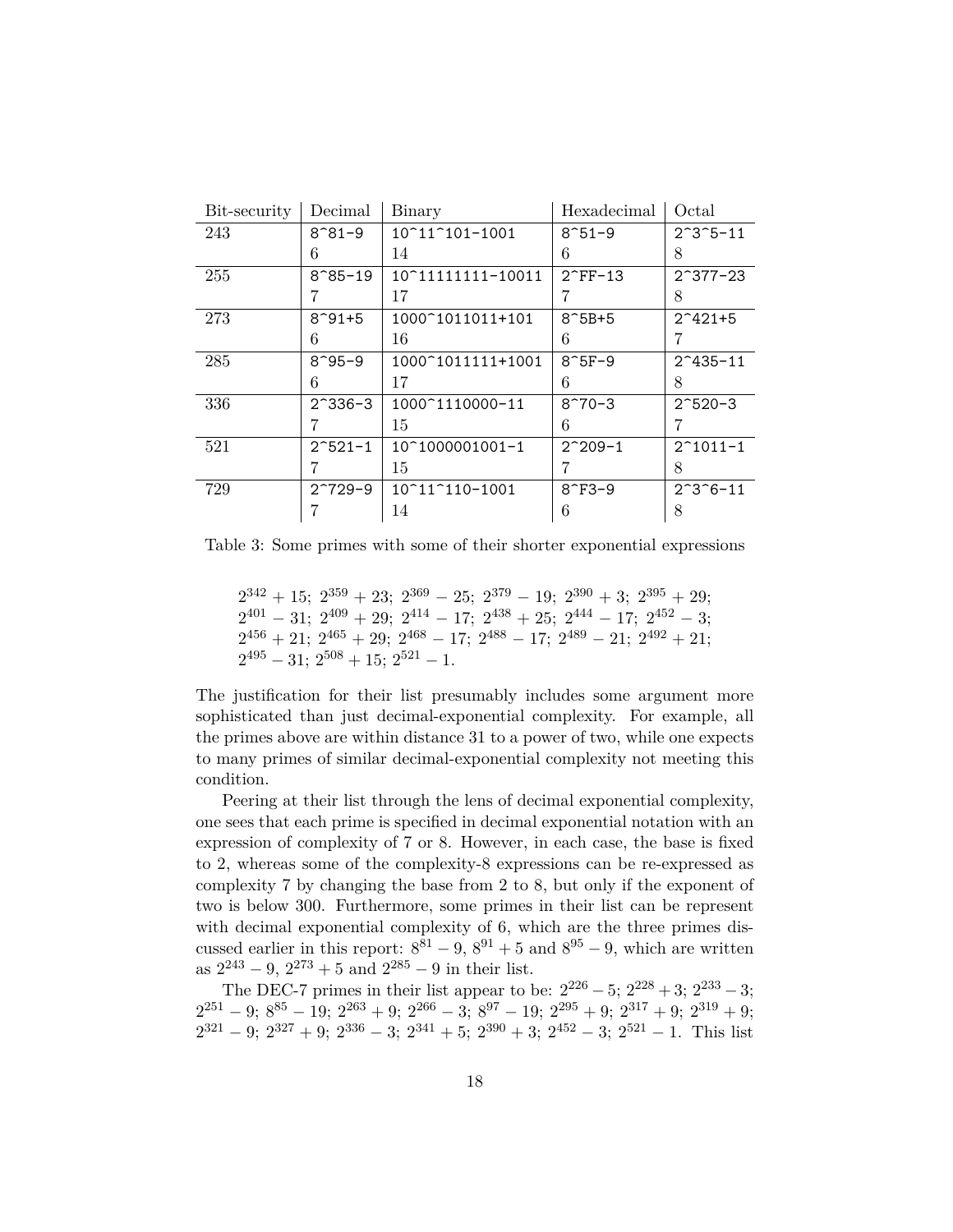| Bit-security | Decimal | Binary | Hexadecimal | Octal |
|---|---|---|---|---|
| 243 | `8^81-9` | `10^11^101-1001` | `8^51-9` | `2^3^5-11` |
| | 6 | 14 | 6 | 8 |
| 255 | `8^85-19` | `10^11111111-10011` | `2^FF-13` | `2^377-23` |
| | 7 | 17 | 7 | 8 |
| 273 | `8^91+5` | `1000^1011011+101` | `8^5B+5` | `2^421+5` |
| | 6 | 16 | 6 | 7 |
| 285 | `8^95-9` | `1000^1011111+1001` | `8^5F-9` | `2^435-11` |
| | 6 | 17 | 6 | 8 |
| 336 | `2^336-3` | `1000^1110000-11` | `8^70-3` | `2^520-3` |
| | 7 | 15 | 6 | 7 |
| 521 | `2^521-1` | `10^1000001001-1` | `2^209-1` | `2^1011-1` |
| | 7 | 15 | 7 | 8 |
| 729 | `2^729-9` | `10^11^110-1001` | `8^F3-9` | `2^3^6-11` |
| | 7 | 14 | 6 | 8 |

Table 3: Some primes with some of their shorter exponential expressions

> $2^{342} + 15$; $2^{359} + 23$; $2^{369} - 25$; $2^{379} - 19$; $2^{390} + 3$; $2^{395} + 29$; $2^{401} - 31$; $2^{409} + 29$; $2^{414} - 17$; $2^{438} + 25$; $2^{444} - 17$; $2^{452} - 3$; $2^{456} + 21$; $2^{465} + 29$; $2^{468} - 17$; $2^{488} - 17$; $2^{489} - 21$; $2^{492} + 21$; $2^{495} - 31$; $2^{508} + 15$; $2^{521} - 1$.

The justification for their list presumably includes some argument more sophisticated than just decimal-exponential complexity. For example, all the primes above are within distance 31 to a power of two, while one expects to many primes of similar decimal-exponential complexity not meeting this condition.

Peering at their list through the lens of decimal exponential complexity, one sees that each prime is specified in decimal exponential notation with an expression of complexity of 7 or 8. However, in each case, the base is fixed to 2, whereas some of the complexity-8 expressions can be re-expressed as complexity 7 by changing the base from 2 to 8, but only if the exponent of two is below 300. Furthermore, some primes in their list can be represent with decimal exponential complexity of 6, which are the three primes discussed earlier in this report: $8^{81} - 9$, $8^{91} + 5$ and $8^{95} - 9$, which are written as $2^{243} - 9$, $2^{273} + 5$ and $2^{285} - 9$ in their list.

The DEC-7 primes in their list appear to be: $2^{226} - 5$; $2^{228} + 3$; $2^{233} - 3$; $2^{251} - 9$; $8^{85} - 19$; $2^{263} + 9$; $2^{266} - 3$; $8^{97} - 19$; $2^{295} + 9$; $2^{317} + 9$; $2^{319} + 9$; $2^{321} - 9$; $2^{327} + 9$; $2^{336} - 3$; $2^{341} + 5$; $2^{390} + 3$; $2^{452} - 3$; $2^{521} - 1$. This list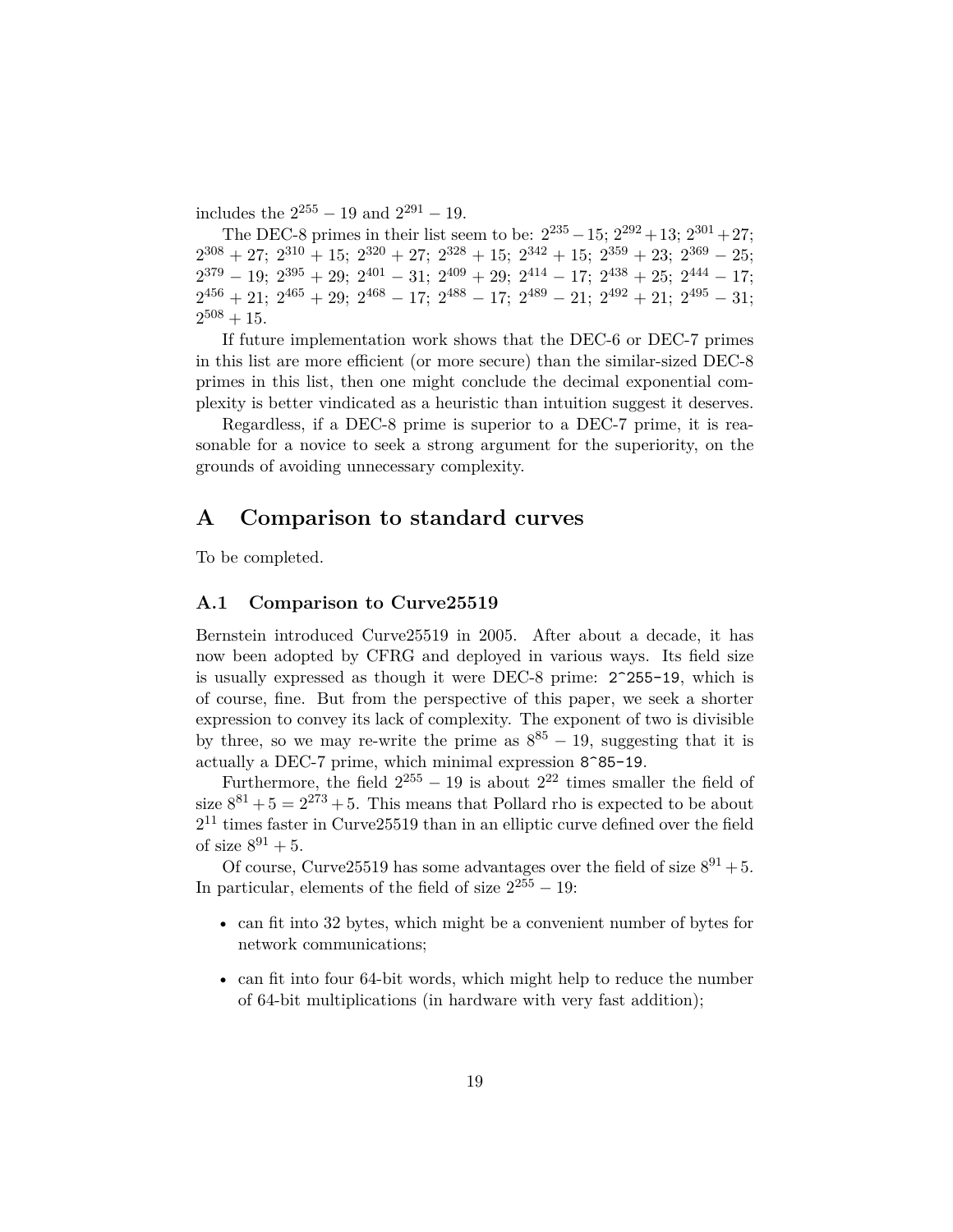includes the $2^{255} - 19$ and $2^{291} - 19$.

The DEC-8 primes in their list seem to be: $2^{235} - 15$; $2^{292} + 13$; $2^{301} + 27$; $2^{308} + 27$; $2^{310} + 15$; $2^{320} + 27$; $2^{328} + 15$; $2^{342} + 15$; $2^{359} + 23$; $2^{369} - 25$; $2^{379} - 19$; $2^{395} + 29$; $2^{401} - 31$; $2^{409} + 29$; $2^{414} - 17$; $2^{438} + 25$; $2^{444} - 17$; $2^{456} + 21$; $2^{465} + 29$; $2^{468} - 17$; $2^{488} - 17$; $2^{489} - 21$; $2^{492} + 21$; $2^{495} - 31$; $2^{508} + 15$.

If future implementation work shows that the DEC-6 or DEC-7 primes in this list are more efficient (or more secure) than the similar-sized DEC-8 primes in this list, then one might conclude the decimal exponential complexity is better vindicated as a heuristic than intuition suggest it deserves.

Regardless, if a DEC-8 prime is superior to a DEC-7 prime, it is reasonable for a novice to seek a strong argument for the superiority, on the grounds of avoiding unnecessary complexity.

# A Comparison to standard curves

To be completed.

## A.1 Comparison to Curve25519

Bernstein introduced Curve25519 in 2005. After about a decade, it has now been adopted by CFRG and deployed in various ways. Its field size is usually expressed as though it were DEC-8 prime: `2^255-19`, which is of course, fine. But from the perspective of this paper, we seek a shorter expression to convey its lack of complexity. The exponent of two is divisible by three, so we may re-write the prime as $8^{85} - 19$, suggesting that it is actually a DEC-7 prime, which minimal expression `8^85-19`.

Furthermore, the field $2^{255} - 19$ is about $2^{22}$ times smaller the field of size $8^{81} + 5 = 2^{273} + 5$. This means that Pollard rho is expected to be about $2^{11}$ times faster in Curve25519 than in an elliptic curve defined over the field of size $8^{91} + 5$.

Of course, Curve25519 has some advantages over the field of size $8^{91} + 5$. In particular, elements of the field of size $2^{255} - 19$:

- can fit into 32 bytes, which might be a convenient number of bytes for network communications;
- can fit into four 64-bit words, which might help to reduce the number of 64-bit multiplications (in hardware with very fast addition);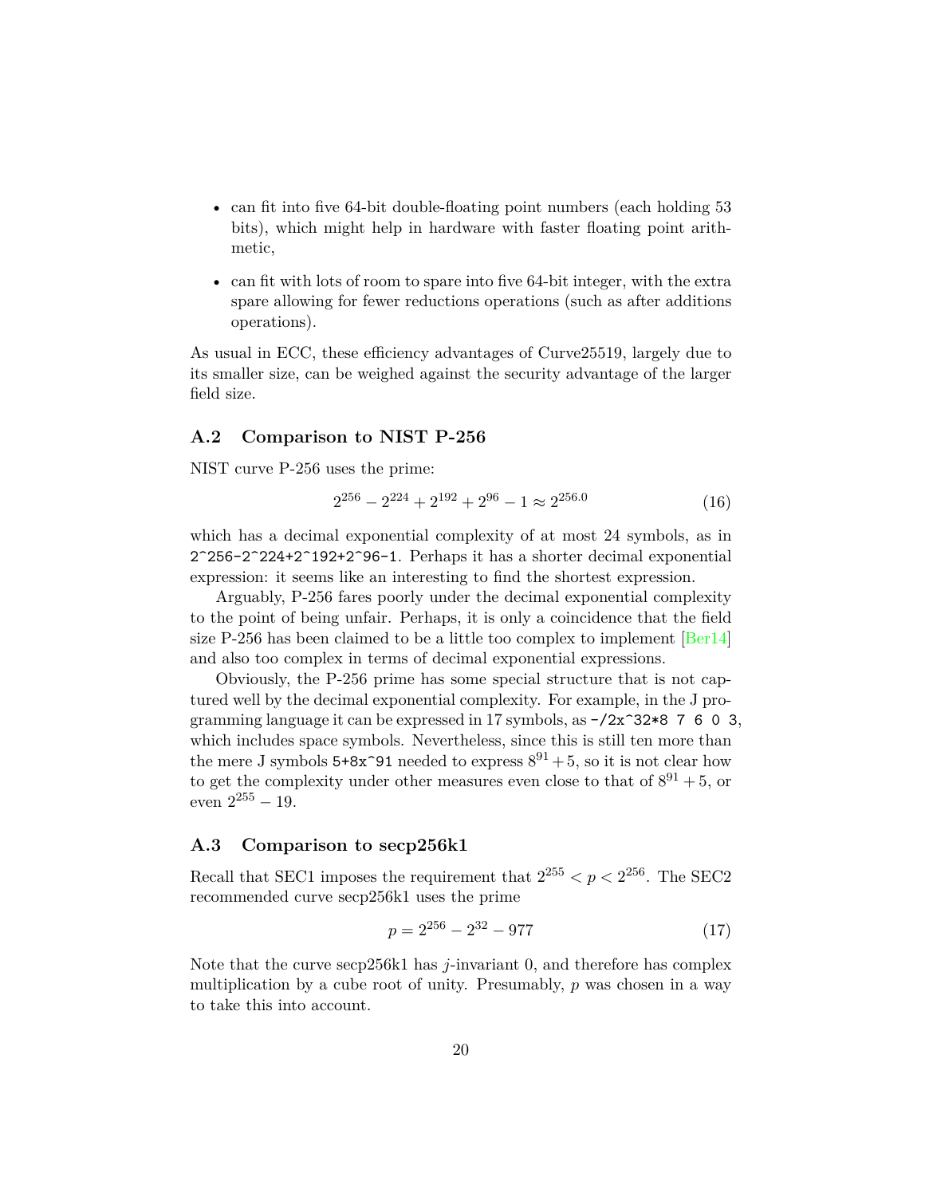- can fit into five 64-bit double-floating point numbers (each holding 53 bits), which might help in hardware with faster floating point arithmetic,
- can fit with lots of room to spare into five 64-bit integer, with the extra spare allowing for fewer reductions operations (such as after additions operations).

As usual in ECC, these efficiency advantages of Curve25519, largely due to its smaller size, can be weighed against the security advantage of the larger field size.

### A.2 Comparison to NIST P-256

NIST curve P-256 uses the prime:

$$2^{256} - 2^{224} + 2^{192} + 2^{96} - 1 \approx 2^{256.0} \tag{16}$$

which has a decimal exponential complexity of at most 24 symbols, as in `2^256-2^224+2^192+2^96-1`. Perhaps it has a shorter decimal exponential expression: it seems like an interesting to find the shortest expression.

Arguably, P-256 fares poorly under the decimal exponential complexity to the point of being unfair. Perhaps, it is only a coincidence that the field size P-256 has been claimed to be a little too complex to implement [Ber14] and also too complex in terms of decimal exponential expressions.

Obviously, the P-256 prime has some special structure that is not captured well by the decimal exponential complexity. For example, in the J programming language it can be expressed in 17 symbols, as `-/2x^32*8 7 6 0 3`, which includes space symbols. Nevertheless, since this is still ten more than the mere J symbols `5+8x^91` needed to express $8^{91} + 5$, so it is not clear how to get the complexity under other measures even close to that of $8^{91} + 5$, or even $2^{255} - 19$.

### A.3 Comparison to secp256k1

Recall that SEC1 imposes the requirement that $2^{255} < p < 2^{256}$. The SEC2 recommended curve secp256k1 uses the prime

$$p = 2^{256} - 2^{32} - 977 \tag{17}$$

Note that the curve secp256k1 has $j$-invariant 0, and therefore has complex multiplication by a cube root of unity. Presumably, $p$ was chosen in a way to take this into account.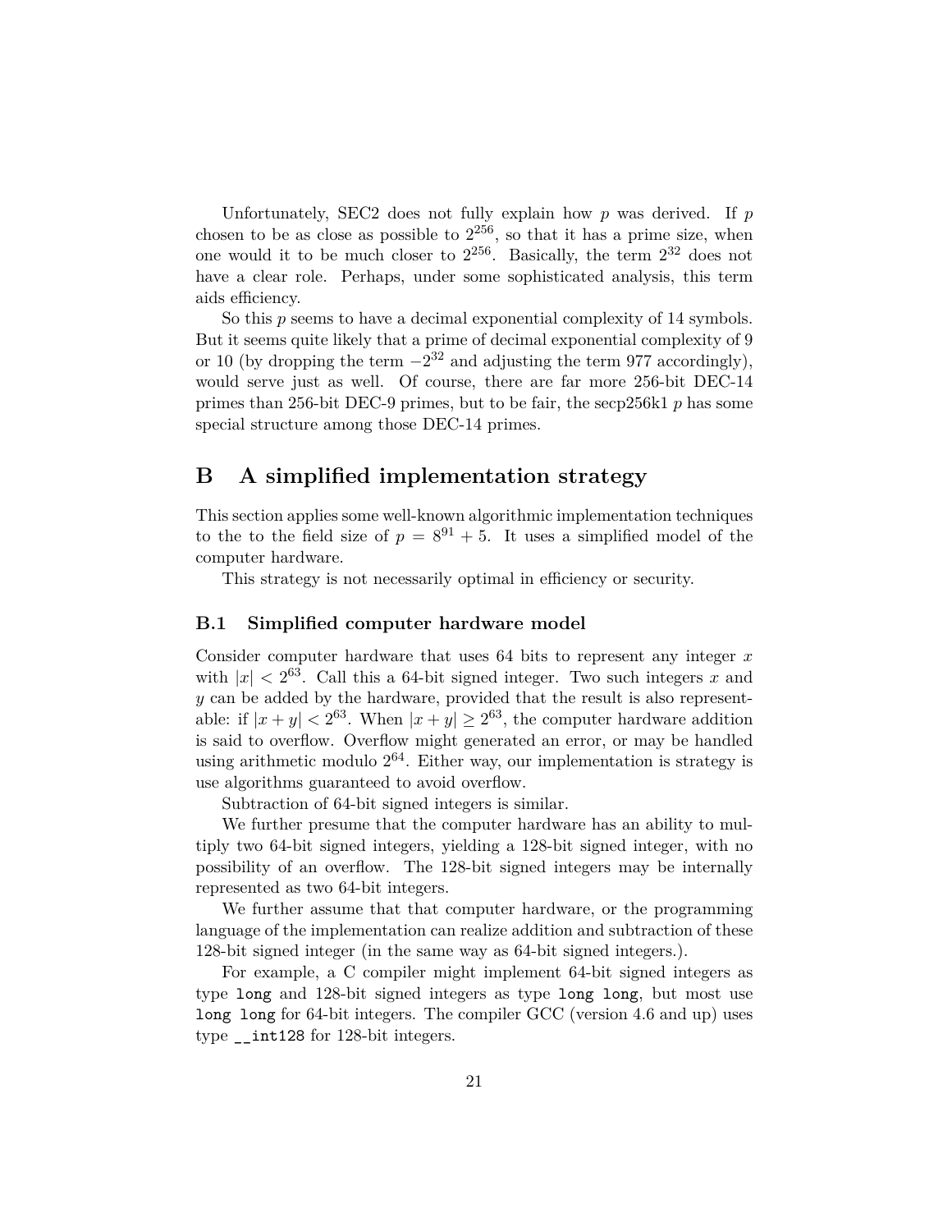Unfortunately, SEC2 does not fully explain how $p$ was derived. If $p$ chosen to be as close as possible to $2^{256}$, so that it has a prime size, when one would it to be much closer to $2^{256}$. Basically, the term $2^{32}$ does not have a clear role. Perhaps, under some sophisticated analysis, this term aids efficiency.

So this $p$ seems to have a decimal exponential complexity of 14 symbols. But it seems quite likely that a prime of decimal exponential complexity of 9 or 10 (by dropping the term $-2^{32}$ and adjusting the term 977 accordingly), would serve just as well. Of course, there are far more 256-bit DEC-14 primes than 256-bit DEC-9 primes, but to be fair, the secp256k1 $p$ has some special structure among those DEC-14 primes.

# B A simplified implementation strategy

This section applies some well-known algorithmic implementation techniques to the to the field size of $p = 8^{91} + 5$. It uses a simplified model of the computer hardware.

This strategy is not necessarily optimal in efficiency or security.

## B.1 Simplified computer hardware model

Consider computer hardware that uses 64 bits to represent any integer $x$ with $|x| < 2^{63}$. Call this a 64-bit signed integer. Two such integers $x$ and $y$ can be added by the hardware, provided that the result is also representable: if $|x + y| < 2^{63}$. When $|x + y| \geq 2^{63}$, the computer hardware addition is said to overflow. Overflow might generated an error, or may be handled using arithmetic modulo $2^{64}$. Either way, our implementation is strategy is use algorithms guaranteed to avoid overflow.

Subtraction of 64-bit signed integers is similar.

We further presume that the computer hardware has an ability to multiply two 64-bit signed integers, yielding a 128-bit signed integer, with no possibility of an overflow. The 128-bit signed integers may be internally represented as two 64-bit integers.

We further assume that that computer hardware, or the programming language of the implementation can realize addition and subtraction of these 128-bit signed integer (in the same way as 64-bit signed integers.).

For example, a C compiler might implement 64-bit signed integers as type `long` and 128-bit signed integers as type `long long`, but most use `long long` for 64-bit integers. The compiler GCC (version 4.6 and up) uses type `__int128` for 128-bit integers.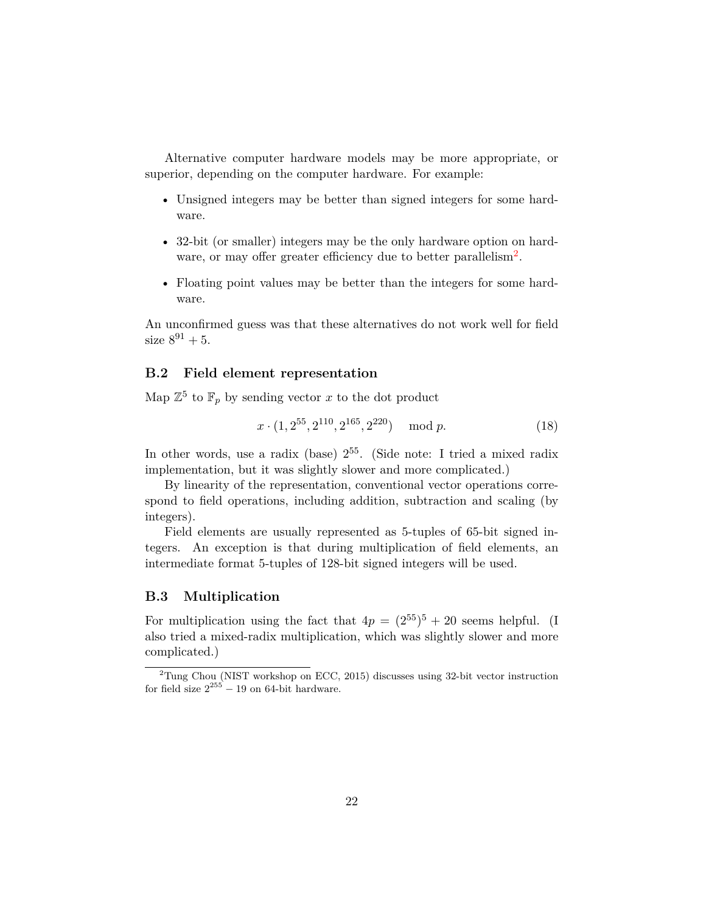Alternative computer hardware models may be more appropriate, or superior, depending on the computer hardware. For example:

- Unsigned integers may be better than signed integers for some hardware.
- 32-bit (or smaller) integers may be the only hardware option on hardware, or may offer greater efficiency due to better parallelism[2].
- Floating point values may be better than the integers for some hardware.

An unconfirmed guess was that these alternatives do not work well for field size $8^{91} + 5$.

### B.2 Field element representation

Map $\mathbb{Z}^5$ to $\mathbb{F}_p$ by sending vector $x$ to the dot product

$$x \cdot (1, 2^{55}, 2^{110}, 2^{165}, 2^{220}) \mod p. \tag{18}$$

In other words, use a radix (base) $2^{55}$. (Side note: I tried a mixed radix implementation, but it was slightly slower and more complicated.)

By linearity of the representation, conventional vector operations correspond to field operations, including addition, subtraction and scaling (by integers).

Field elements are usually represented as 5-tuples of 65-bit signed integers. An exception is that during multiplication of field elements, an intermediate format 5-tuples of 128-bit signed integers will be used.

### B.3 Multiplication

For multiplication using the fact that $4p = (2^{55})^5 + 20$ seems helpful. (I also tried a mixed-radix multiplication, which was slightly slower and more complicated.)

[2] Tung Chou (NIST workshop on ECC, 2015) discusses using 32-bit vector instruction for field size $2^{255} - 19$ on 64-bit hardware.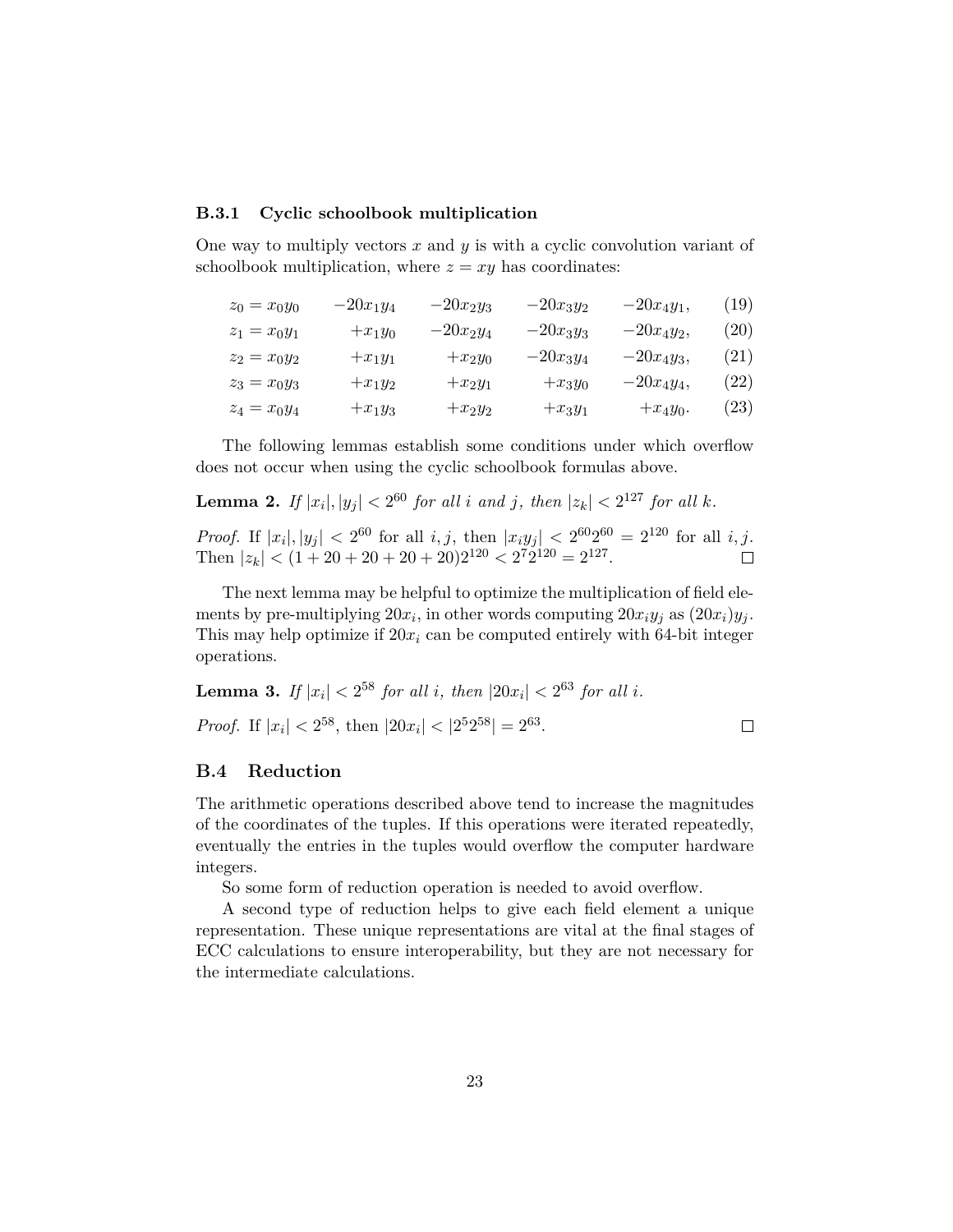### B.3.1 Cyclic schoolbook multiplication

One way to multiply vectors $x$ and $y$ is with a cyclic convolution variant of schoolbook multiplication, where $z = xy$ has coordinates:

$$
\begin{aligned}
z_0 &= x_0y_0 \quad -20x_1y_4 \quad -20x_2y_3 \quad -20x_3y_2 \quad -20x_4y_1, && (19)\\
z_1 &= x_0y_1 \quad +x_1y_0 \quad -20x_2y_4 \quad -20x_3y_3 \quad -20x_4y_2, && (20)\\
z_2 &= x_0y_2 \quad +x_1y_1 \quad +x_2y_0 \quad -20x_3y_4 \quad -20x_4y_3, && (21)\\
z_3 &= x_0y_3 \quad +x_1y_2 \quad +x_2y_1 \quad +x_3y_0 \quad -20x_4y_4, && (22)\\
z_4 &= x_0y_4 \quad +x_1y_3 \quad +x_2y_2 \quad +x_3y_1 \quad +x_4y_0. && (23)
\end{aligned}
$$

The following lemmas establish some conditions under which overflow does not occur when using the cyclic schoolbook formulas above.

**Lemma 2.** *If $|x_i|, |y_j| < 2^{60}$ for all $i$ and $j$, then $|z_k| < 2^{127}$ for all $k$.*

*Proof.* If $|x_i|, |y_j| < 2^{60}$ for all $i, j$, then $|x_iy_j| < 2^{60}2^{60} = 2^{120}$ for all $i, j$. Then $|z_k| < (1 + 20 + 20 + 20 + 20)2^{120} < 2^7 2^{120} = 2^{127}$. □

The next lemma may be helpful to optimize the multiplication of field elements by pre-multiplying $20x_i$, in other words computing $20x_iy_j$ as $(20x_i)y_j$. This may help optimize if $20x_i$ can be computed entirely with 64-bit integer operations.

**Lemma 3.** *If $|x_i| < 2^{58}$ for all $i$, then $|20x_i| < 2^{63}$ for all $i$.*

*Proof.* If $|x_i| < 2^{58}$, then $|20x_i| < |2^5 2^{58}| = 2^{63}$. □

## B.4 Reduction

The arithmetic operations described above tend to increase the magnitudes of the coordinates of the tuples. If this operations were iterated repeatedly, eventually the entries in the tuples would overflow the computer hardware integers.

So some form of reduction operation is needed to avoid overflow.

A second type of reduction helps to give each field element a unique representation. These unique representations are vital at the final stages of ECC calculations to ensure interoperability, but they are not necessary for the intermediate calculations.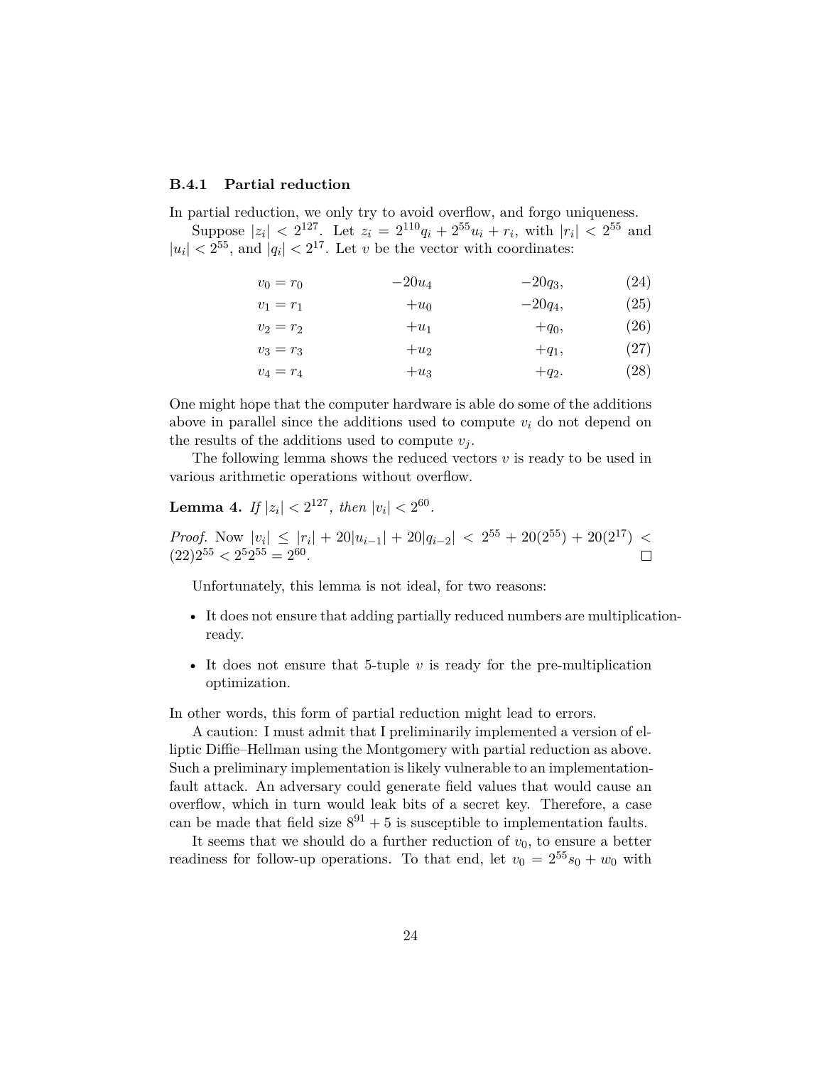### B.4.1 Partial reduction

In partial reduction, we only try to avoid overflow, and forgo uniqueness.

Suppose $|z_i| < 2^{127}$. Let $z_i = 2^{110}q_i + 2^{55}u_i + r_i$, with $|r_i| < 2^{55}$ and $|u_i| < 2^{55}$, and $|q_i| < 2^{17}$. Let $v$ be the vector with coordinates:

$$
\begin{aligned}
v_0 &= r_0 && -20u_4 && -20q_3, && (24)\\
v_1 &= r_1 && +u_0 && -20q_4, && (25)\\
v_2 &= r_2 && +u_1 && +q_0, && (26)\\
v_3 &= r_3 && +u_2 && +q_1, && (27)\\
v_4 &= r_4 && +u_3 && +q_2. && (28)
\end{aligned}
$$

One might hope that the computer hardware is able do some of the additions above in parallel since the additions used to compute $v_i$ do not depend on the results of the additions used to compute $v_j$.

The following lemma shows the reduced vectors $v$ is ready to be used in various arithmetic operations without overflow.

**Lemma 4.** *If $|z_i| < 2^{127}$, then $|v_i| < 2^{60}$.*

*Proof.* Now $|v_i| \leq |r_i| + 20|u_{i-1}| + 20|q_{i-2}| < 2^{55} + 20(2^{55}) + 20(2^{17}) < (22)2^{55} < 2^5 2^{55} = 2^{60}$. ☐

Unfortunately, this lemma is not ideal, for two reasons:

- It does not ensure that adding partially reduced numbers are multiplication-ready.
- It does not ensure that 5-tuple $v$ is ready for the pre-multiplication optimization.

In other words, this form of partial reduction might lead to errors.

A caution: I must admit that I preliminarily implemented a version of elliptic Diffie–Hellman using the Montgomery with partial reduction as above. Such a preliminary implementation is likely vulnerable to an implementation-fault attack. An adversary could generate field values that would cause an overflow, which in turn would leak bits of a secret key. Therefore, a case can be made that field size $8^{91} + 5$ is susceptible to implementation faults.

It seems that we should do a further reduction of $v_0$, to ensure a better readiness for follow-up operations. To that end, let $v_0 = 2^{55}s_0 + w_0$ with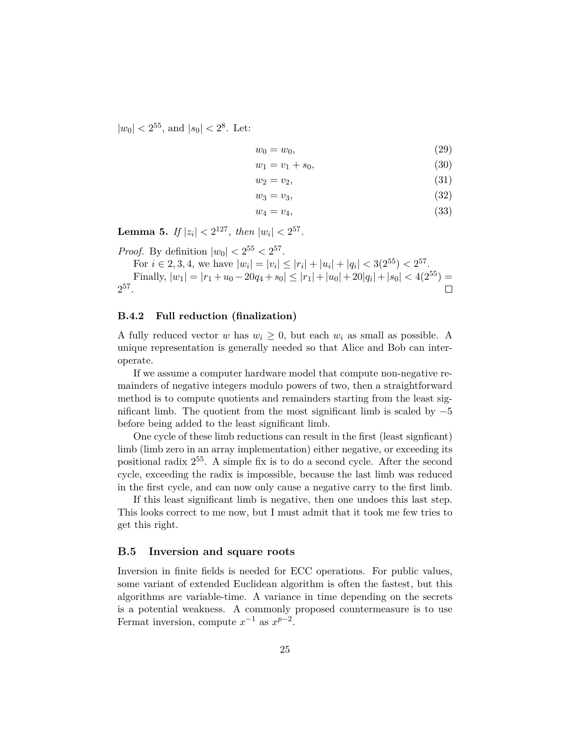$|w_0| < 2^{55}$, and $|s_0| < 2^8$. Let:

$$w_0 = w_0, \tag{29}$$

$$w_1 = v_1 + s_0, \tag{30}$$

$$w_2 = v_2, \tag{31}$$

$$w_3 = v_3, \tag{32}$$

$$w_4 = v_4, \tag{33}$$

**Lemma 5.** *If* $|z_i| < 2^{127}$*, then* $|w_i| < 2^{57}$*.*

*Proof.* By definition $|w_0| < 2^{55} < 2^{57}$.

For $i \in 2, 3, 4$, we have $|w_i| = |v_i| \leq |r_i| + |u_i| + |q_i| < 3(2^{55}) < 2^{57}$.

Finally, $|w_1| = |r_1 + u_0 - 20q_4 + s_0| \leq |r_1| + |u_0| + 20|q_i| + |s_0| < 4(2^{55}) = 2^{57}$. □

#### B.4.2 Full reduction (finalization)

A fully reduced vector $w$ has $w_i \geq 0$, but each $w_i$ as small as possible. A unique representation is generally needed so that Alice and Bob can interoperate.

If we assume a computer hardware model that compute non-negative remainders of negative integers modulo powers of two, then a straightforward method is to compute quotients and remainders starting from the least significant limb. The quotient from the most significant limb is scaled by $-5$ before being added to the least significant limb.

One cycle of these limb reductions can result in the first (least signficant) limb (limb zero in an array implementation) either negative, or exceeding its positional radix $2^{55}$. A simple fix is to do a second cycle. After the second cycle, exceeding the radix is impossible, because the last limb was reduced in the first cycle, and can now only cause a negative carry to the first limb.

If this least significant limb is negative, then one undoes this last step. This looks correct to me now, but I must admit that it took me few tries to get this right.

### B.5 Inversion and square roots

Inversion in finite fields is needed for ECC operations. For public values, some variant of extended Euclidean algorithm is often the fastest, but this algorithms are variable-time. A variance in time depending on the secrets is a potential weakness. A commonly proposed countermeasure is to use Fermat inversion, compute $x^{-1}$ as $x^{p-2}$.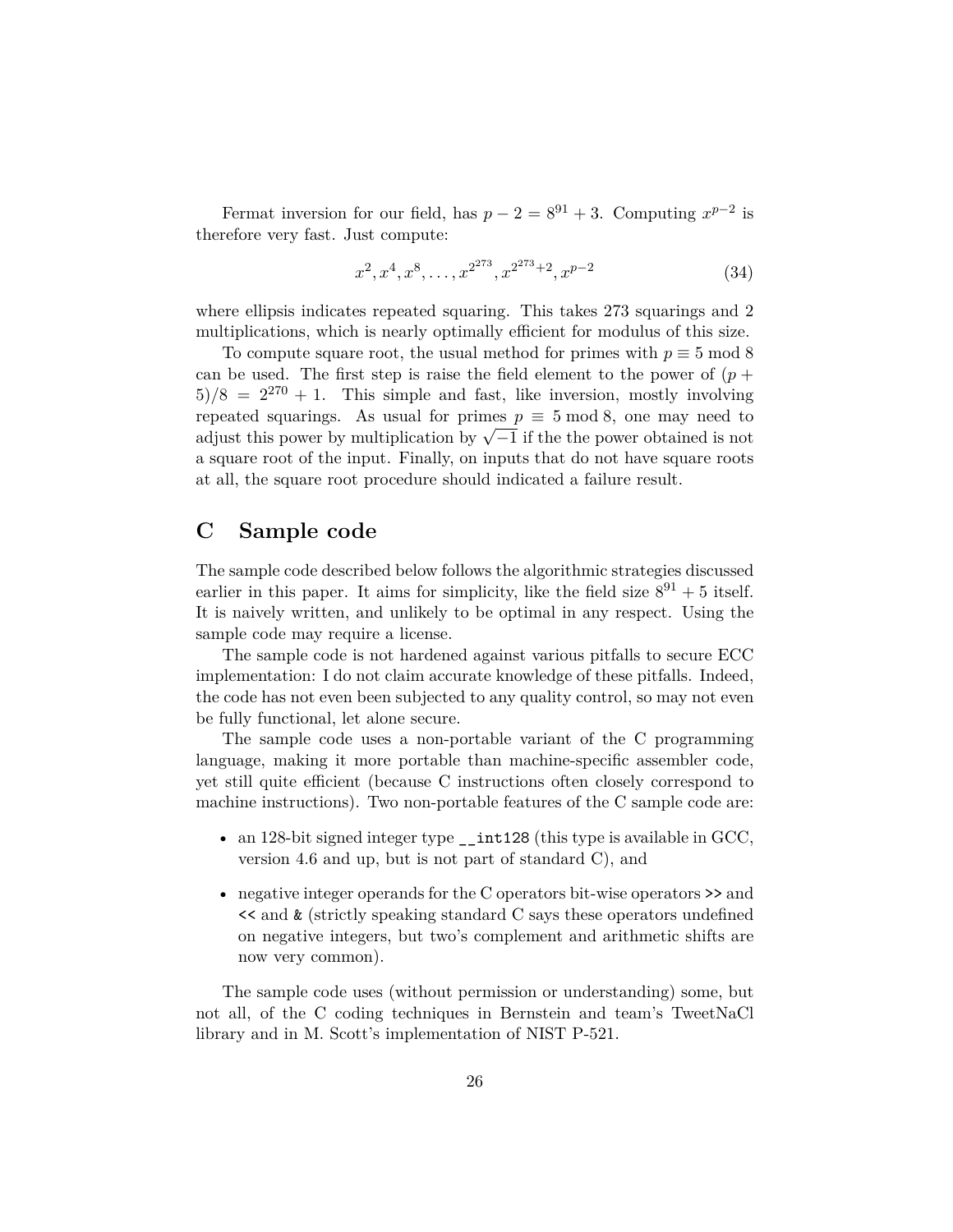Fermat inversion for our field, has $p - 2 = 8^{91} + 3$. Computing $x^{p-2}$ is therefore very fast. Just compute:

$$x^2, x^4, x^8, \ldots, x^{2^{273}}, x^{2^{273}+2}, x^{p-2} \tag{34}$$

where ellipsis indicates repeated squaring. This takes 273 squarings and 2 multiplications, which is nearly optimally efficient for modulus of this size.

To compute square root, the usual method for primes with $p \equiv 5 \bmod 8$ can be used. The first step is raise the field element to the power of $(p + 5)/8 = 2^{270} + 1$. This simple and fast, like inversion, mostly involving repeated squarings. As usual for primes $p \equiv 5 \bmod 8$, one may need to adjust this power by multiplication by $\sqrt{-1}$ if the the power obtained is not a square root of the input. Finally, on inputs that do not have square roots at all, the square root procedure should indicated a failure result.

# C Sample code

The sample code described below follows the algorithmic strategies discussed earlier in this paper. It aims for simplicity, like the field size $8^{91} + 5$ itself. It is naively written, and unlikely to be optimal in any respect. Using the sample code may require a license.

The sample code is not hardened against various pitfalls to secure ECC implementation: I do not claim accurate knowledge of these pitfalls. Indeed, the code has not even been subjected to any quality control, so may not even be fully functional, let alone secure.

The sample code uses a non-portable variant of the C programming language, making it more portable than machine-specific assembler code, yet still quite efficient (because C instructions often closely correspond to machine instructions). Two non-portable features of the C sample code are:

- an 128-bit signed integer type `__int128` (this type is available in GCC, version 4.6 and up, but is not part of standard C), and
- negative integer operands for the C operators bit-wise operators `>>` and `<<` and `&` (strictly speaking standard C says these operators undefined on negative integers, but two's complement and arithmetic shifts are now very common).

The sample code uses (without permission or understanding) some, but not all, of the C coding techniques in Bernstein and team's TweetNaCl library and in M. Scott's implementation of NIST P-521.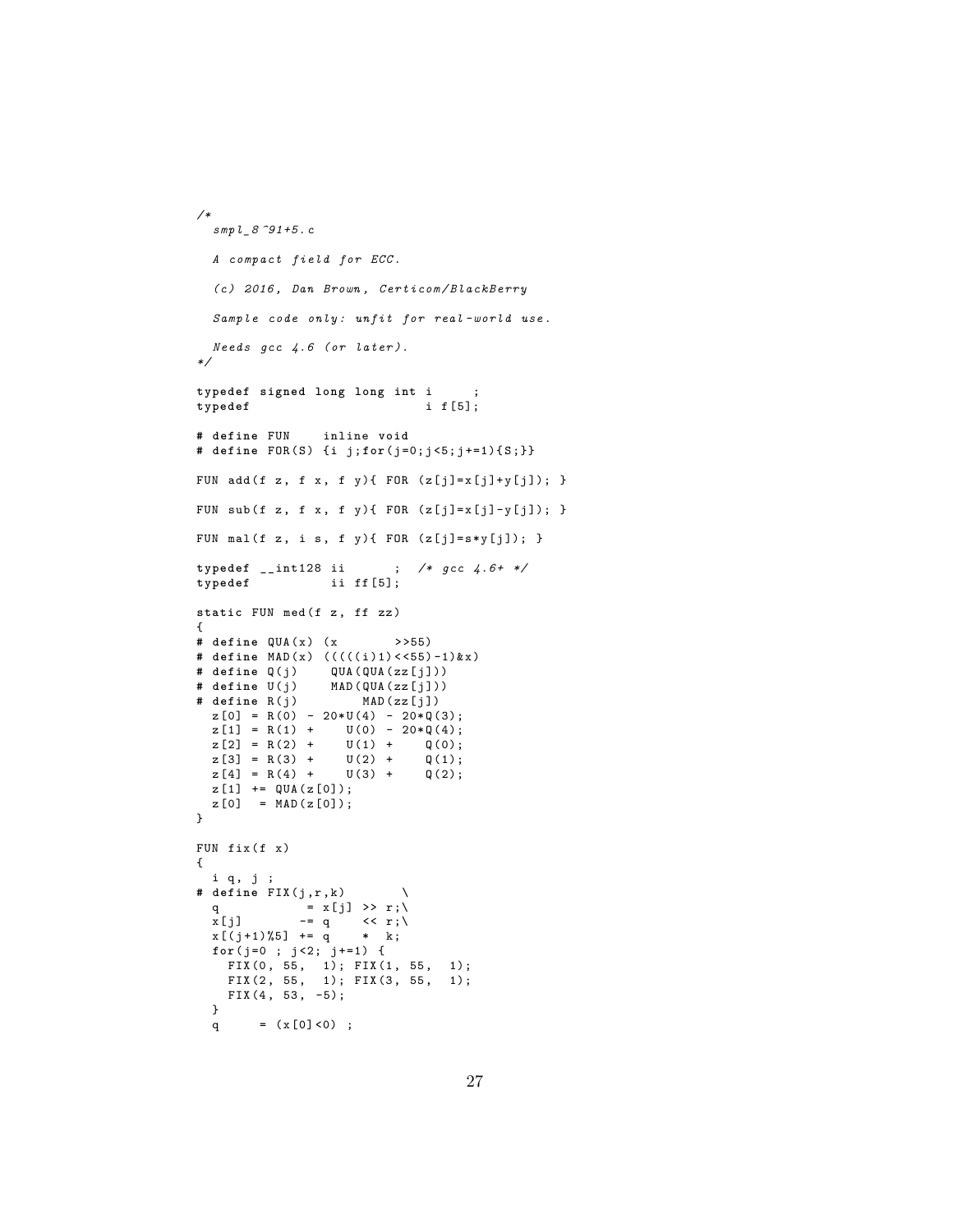```c
/*
  smpl_8^91+5.c

  A compact field for ECC.

  (c) 2016, Dan Brown, Certicom/BlackBerry

  Sample code only: unfit for real-world use.

  Needs gcc 4.6 (or later).
*/

typedef signed long long int i      ;
typedef                      i f[5];

# define FUN    inline void
# define FOR(S) {i j;for(j=0;j<5;j+=1){S;}}

FUN add(f z, f x, f y){ FOR (z[j]=x[j]+y[j]); }

FUN sub(f z, f x, f y){ FOR (z[j]=x[j]-y[j]); }

FUN mal(f z, i s, f y){ FOR (z[j]=s*y[j]); }

typedef __int128 ii      ;  /* gcc 4.6+ */
typedef          ii ff[5];

static FUN med(f z, ff zz)
{
# define QUA(x) (x        >>55)
# define MAD(x) (((((i)1)<<55)-1)&x)
# define Q(j)    QUA(QUA(zz[j]))
# define U(j)    MAD(QUA(zz[j]))
# define R(j)        MAD(zz[j])
  z[0] = R(0) - 20*U(4) - 20*Q(3);
  z[1] = R(1) +    U(0) - 20*Q(4);
  z[2] = R(2) +    U(1) +    Q(0);
  z[3] = R(3) +    U(2) +    Q(1);
  z[4] = R(4) +    U(3) +    Q(2);
  z[1] += QUA(z[0]);
  z[0]  = MAD(z[0]);
}

FUN fix(f x)
{
  i q, j ;
# define FIX(j,r,k)        \
  q          = x[j] >> r;\
  x[j]       -= q    << r;\
  x[(j+1)%5] += q    *  k;
  for(j=0 ; j<2; j+=1) {
    FIX(0, 55,  1); FIX(1, 55,  1);
    FIX(2, 55,  1); FIX(3, 55,  1);
    FIX(4, 53, -5);
  }
  q     = (x[0]<0) ;
```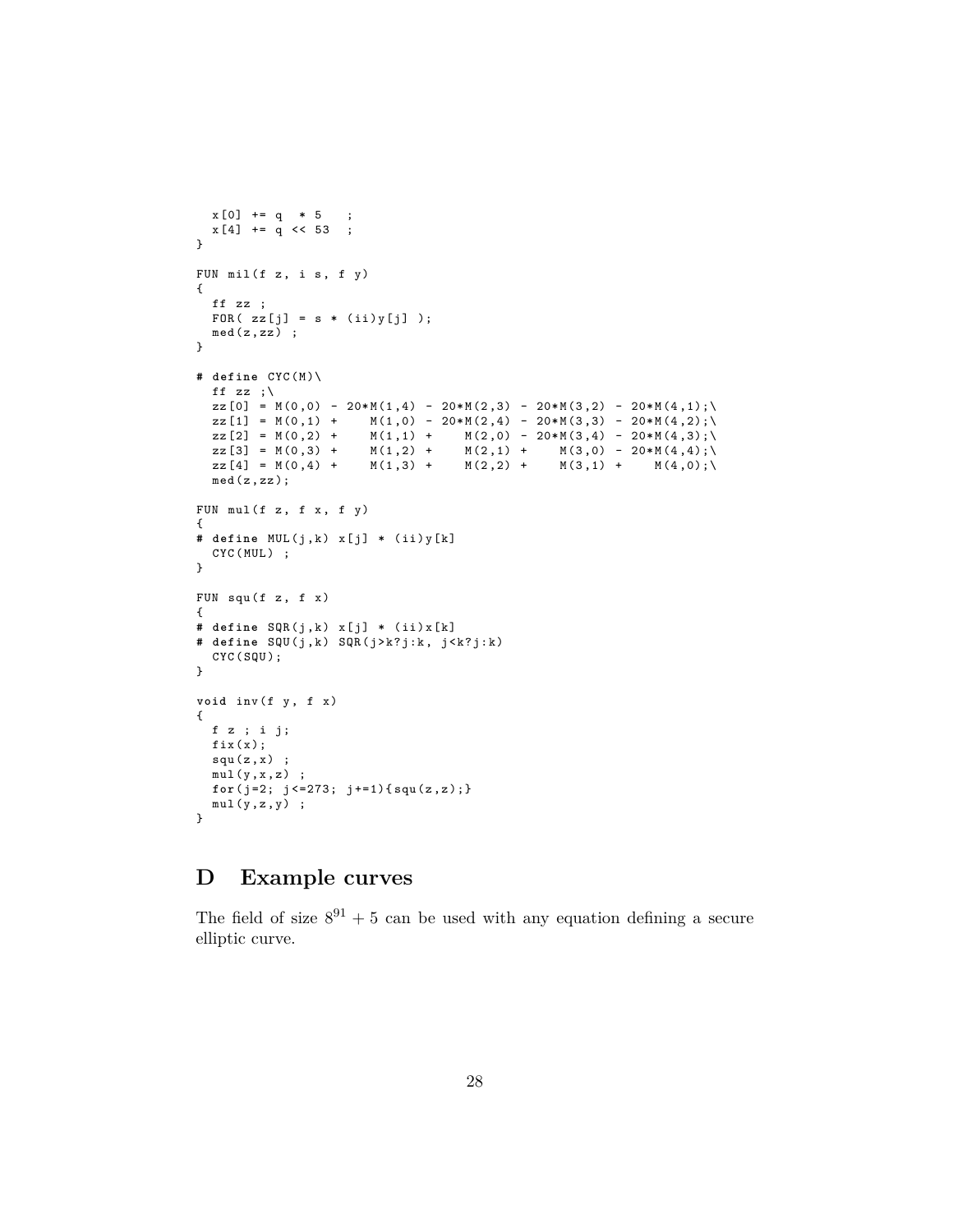```
  x[0] += q  * 5   ;
  x[4] += q << 53  ;
}

FUN mil(f z, i s, f y)
{
  ff zz ;
  FOR( zz[j] = s * (ii)y[j] );
  med(z,zz) ;
}

# define CYC(M)\
  ff zz ;\
  zz[0] = M(0,0) - 20*M(1,4) - 20*M(2,3) - 20*M(3,2) - 20*M(4,1);\
  zz[1] = M(0,1) +    M(1,0) - 20*M(2,4) - 20*M(3,3) - 20*M(4,2);\
  zz[2] = M(0,2) +    M(1,1) +    M(2,0) - 20*M(3,4) - 20*M(4,3);\
  zz[3] = M(0,3) +    M(1,2) +    M(2,1) +    M(3,0) - 20*M(4,4);\
  zz[4] = M(0,4) +    M(1,3) +    M(2,2) +    M(3,1) +    M(4,0);\
  med(z,zz);

FUN mul(f z, f x, f y)
{
# define MUL(j,k) x[j] * (ii)y[k]
  CYC(MUL) ;
}

FUN squ(f z, f x)
{
# define SQR(j,k) x[j] * (ii)x[k]
# define SQU(j,k) SQR(j>k?j:k, j<k?j:k)
  CYC(SQU);
}

void inv(f y, f x)
{
  f z ; i j;
  fix(x);
  squ(z,x) ;
  mul(y,x,z) ;
  for(j=2; j<=273; j+=1){squ(z,z);}
  mul(y,z,y) ;
}
```

# D Example curves

The field of size $8^{91} + 5$ can be used with any equation defining a secure elliptic curve.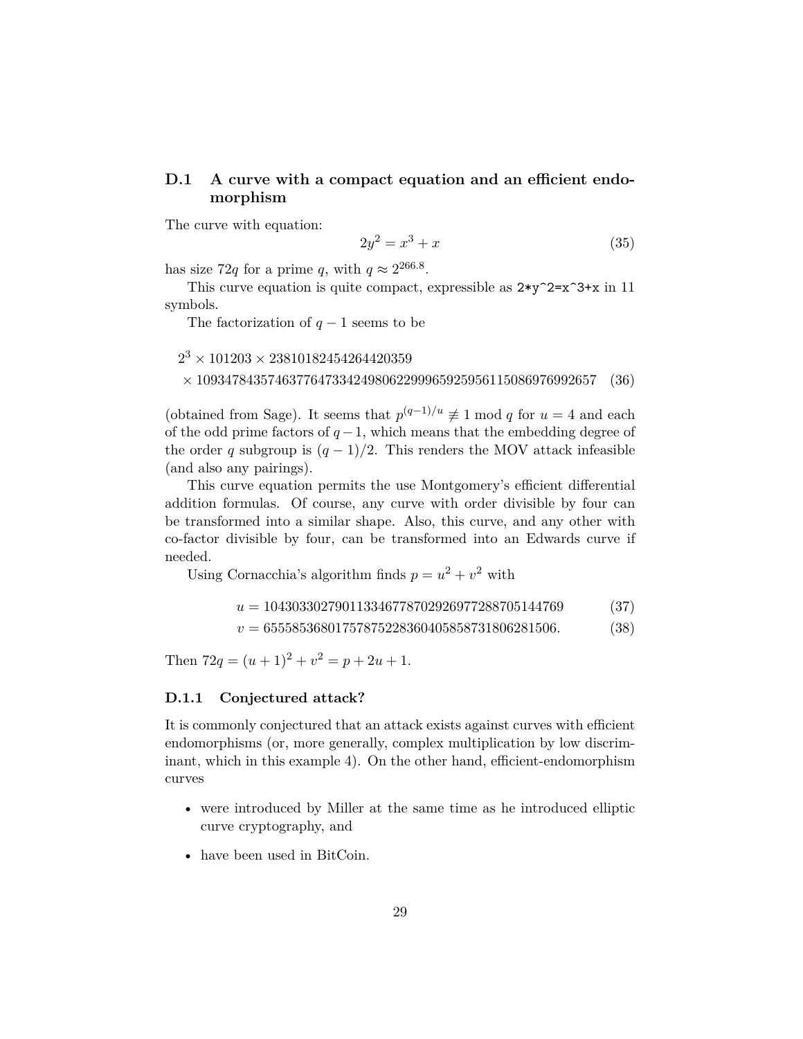### D.1 A curve with a compact equation and an efficient endomorphism

The curve with equation:

$$2y^2 = x^3 + x \tag{35}$$

has size $72q$ for a prime $q$, with $q \approx 2^{266.8}$.

This curve equation is quite compact, expressible as `2*y^2=x^3+x` in 11 symbols.

The factorization of $q - 1$ seems to be

$$\begin{aligned} &2^3 \times 101203 \times 23810182454264420359 \\ &\times 1093478435746377647334249806229996592595611508697699265 7 \end{aligned} \tag{36}$$

(obtained from Sage). It seems that $p^{(q-1)/u} \not\equiv 1 \bmod q$ for $u = 4$ and each of the odd prime factors of $q-1$, which means that the embedding degree of the order $q$ subgroup is $(q-1)/2$. This renders the MOV attack infeasible (and also any pairings).

This curve equation permits the use Montgomery's efficient differential addition formulas. Of course, any curve with order divisible by four can be transformed into a similar shape. Also, this curve, and any other with co-factor divisible by four, can be transformed into an Edwards curve if needed.

Using Cornacchia's algorithm finds $p = u^2 + v^2$ with

$$u = 104303302790113346778702926977288705144769 \tag{37}$$

$$v = 65558536801757875228360405858731806281506. \tag{38}$$

Then $72q = (u+1)^2 + v^2 = p + 2u + 1$.

#### D.1.1 Conjectured attack?

It is commonly conjectured that an attack exists against curves with efficient endomorphisms (or, more generally, complex multiplication by low discriminant, which in this example 4). On the other hand, efficient-endomorphism curves

- were introduced by Miller at the same time as he introduced elliptic curve cryptography, and
- have been used in BitCoin.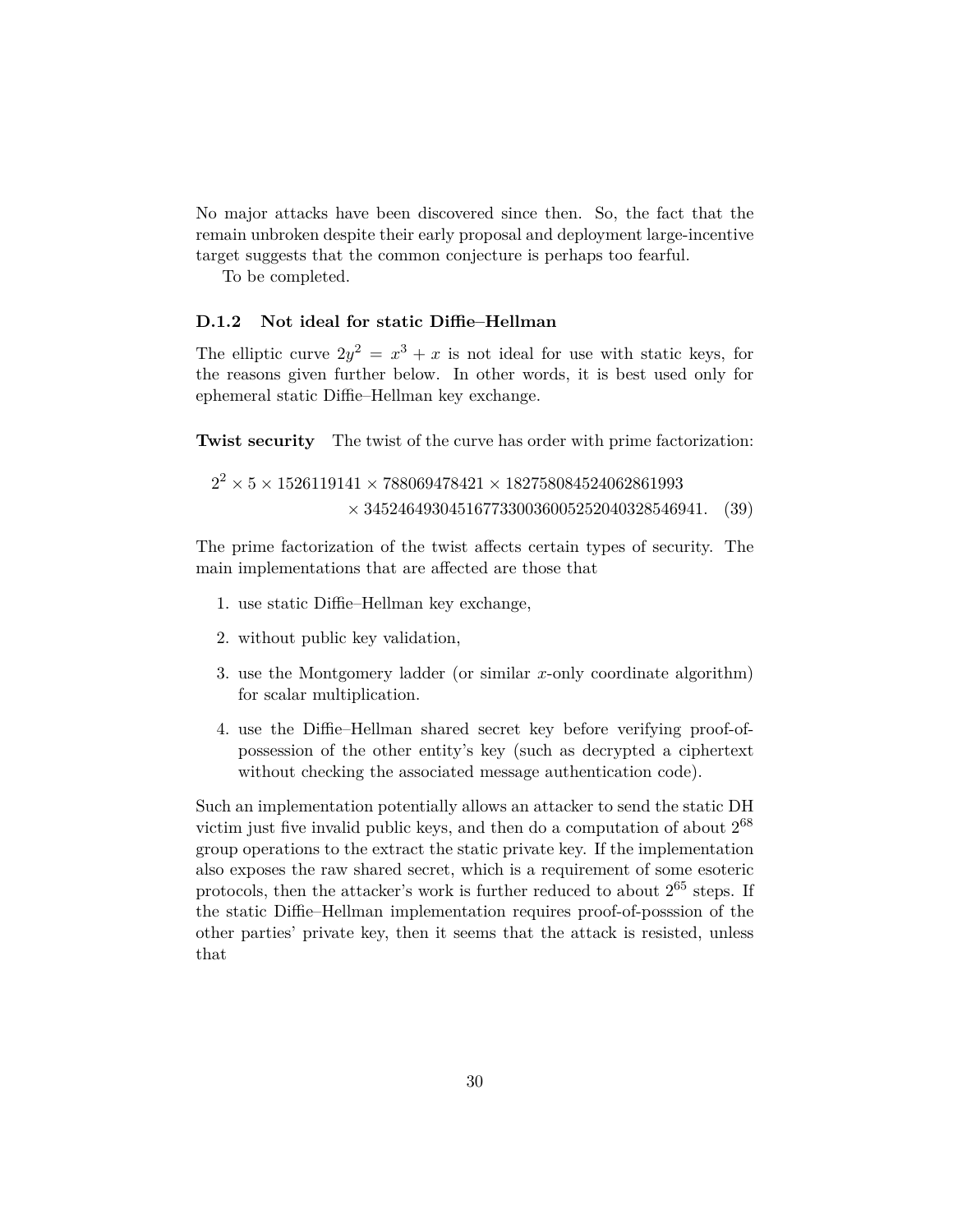No major attacks have been discovered since then. So, the fact that the remain unbroken despite their early proposal and deployment large-incentive target suggests that the common conjecture is perhaps too fearful.

To be completed.

### D.1.2 Not ideal for static Diffie–Hellman

The elliptic curve $2y^2 = x^3 + x$ is not ideal for use with static keys, for the reasons given further below. In other words, it is best used only for ephemeral static Diffie–Hellman key exchange.

**Twist security** The twist of the curve has order with prime factorization:

$$2^2 \times 5 \times 1526119141 \times 788069478421 \times 182758084524062861993 \\ \times 3452464930451677330036005252040328546941. \quad (39)$$

The prime factorization of the twist affects certain types of security. The main implementations that are affected are those that

1. use static Diffie–Hellman key exchange,
2. without public key validation,
3. use the Montgomery ladder (or similar $x$-only coordinate algorithm) for scalar multiplication.
4. use the Diffie–Hellman shared secret key before verifying proof-of-possession of the other entity's key (such as decrypted a ciphertext without checking the associated message authentication code).

Such an implementation potentially allows an attacker to send the static DH victim just five invalid public keys, and then do a computation of about $2^{68}$ group operations to the extract the static private key. If the implementation also exposes the raw shared secret, which is a requirement of some esoteric protocols, then the attacker's work is further reduced to about $2^{65}$ steps. If the static Diffie–Hellman implementation requires proof-of-posssion of the other parties' private key, then it seems that the attack is resisted, unless that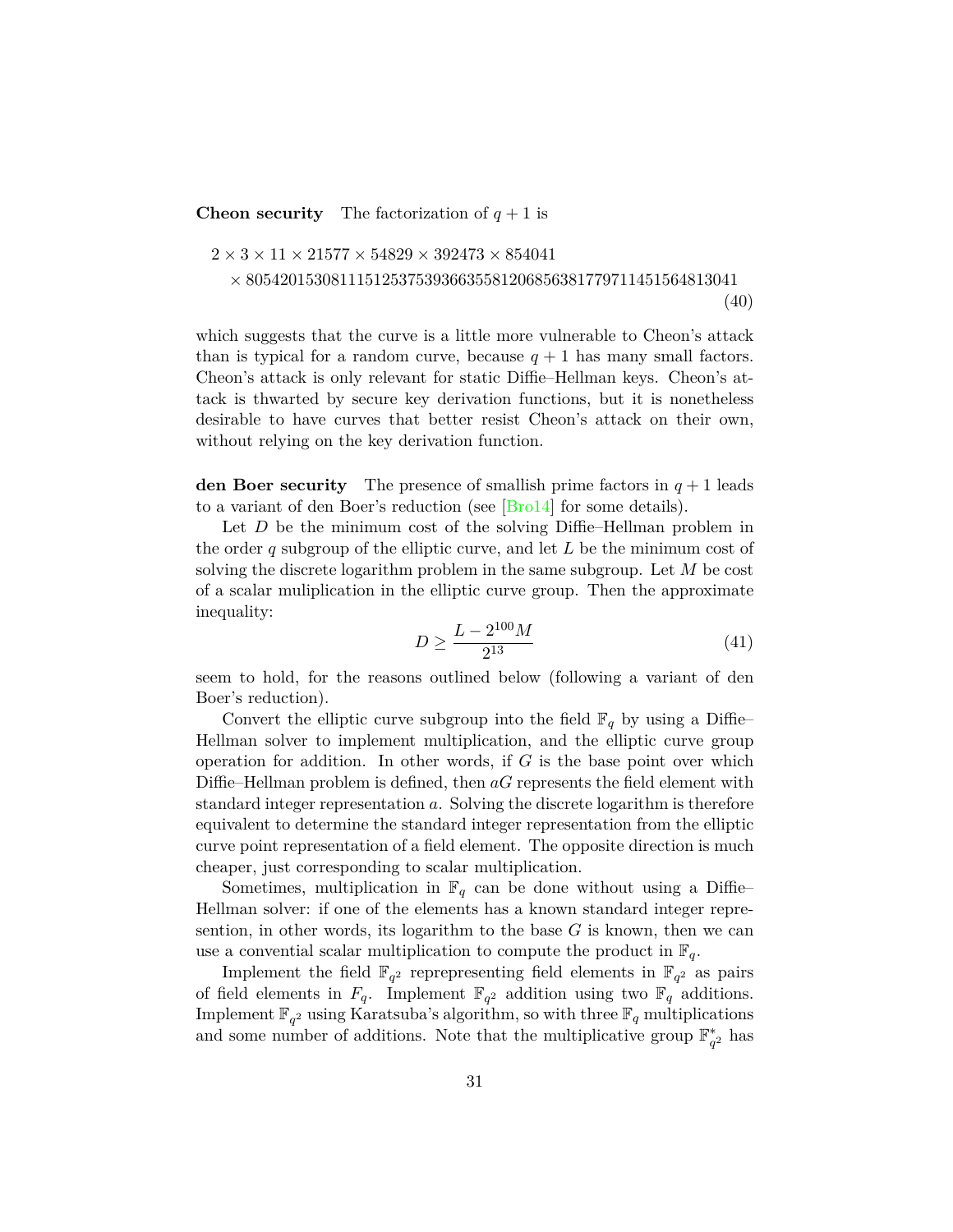**Cheon security** The factorization of $q+1$ is

$$
\begin{aligned}
&2 \times 3 \times 11 \times 21577 \times 54829 \times 392473 \times 854041 \\
&\quad \times 8054201530811151253753936635581206856381779711451564813041
\end{aligned} \tag{40}
$$

which suggests that the curve is a little more vulnerable to Cheon's attack than is typical for a random curve, because $q+1$ has many small factors. Cheon's attack is only relevant for static Diffie–Hellman keys. Cheon's attack is thwarted by secure key derivation functions, but it is nonetheless desirable to have curves that better resist Cheon's attack on their own, without relying on the key derivation function.

**den Boer security** The presence of smallish prime factors in $q+1$ leads to a variant of den Boer's reduction (see [Bro14] for some details).

Let $D$ be the minimum cost of the solving Diffie–Hellman problem in the order $q$ subgroup of the elliptic curve, and let $L$ be the minimum cost of solving the discrete logarithm problem in the same subgroup. Let $M$ be cost of a scalar muliplication in the elliptic curve group. Then the approximate inequality:

$$
D \geq \frac{L - 2^{100} M}{2^{13}} \tag{41}
$$

seem to hold, for the reasons outlined below (following a variant of den Boer's reduction).

Convert the elliptic curve subgroup into the field $\mathbb{F}_q$ by using a Diffie–Hellman solver to implement multiplication, and the elliptic curve group operation for addition. In other words, if $G$ is the base point over which Diffie–Hellman problem is defined, then $aG$ represents the field element with standard integer representation $a$. Solving the discrete logarithm is therefore equivalent to determine the standard integer representation from the elliptic curve point representation of a field element. The opposite direction is much cheaper, just corresponding to scalar multiplication.

Sometimes, multiplication in $\mathbb{F}_q$ can be done without using a Diffie–Hellman solver: if one of the elements has a known standard integer represention, in other words, its logarithm to the base $G$ is known, then we can use a convential scalar multiplication to compute the product in $\mathbb{F}_q$.

Implement the field $\mathbb{F}_{q^2}$ reprepresenting field elements in $\mathbb{F}_{q^2}$ as pairs of field elements in $F_q$. Implement $\mathbb{F}_{q^2}$ addition using two $\mathbb{F}_q$ additions. Implement $\mathbb{F}_{q^2}$ using Karatsuba's algorithm, so with three $\mathbb{F}_q$ multiplications and some number of additions. Note that the multiplicative group $\mathbb{F}^*_{q^2}$ has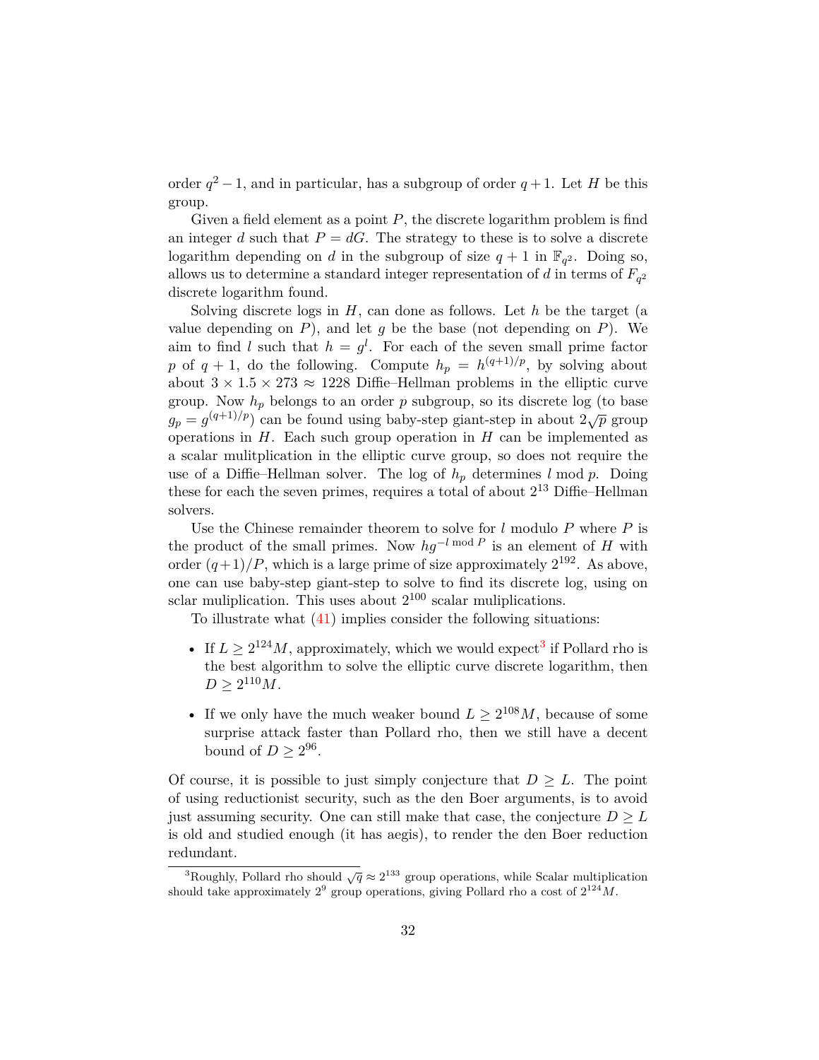order $q^2 - 1$, and in particular, has a subgroup of order $q+1$. Let $H$ be this group.

Given a field element as a point $P$, the discrete logarithm problem is find an integer $d$ such that $P = dG$. The strategy to these is to solve a discrete logarithm depending on $d$ in the subgroup of size $q+1$ in $\mathbb{F}_{q^2}$. Doing so, allows us to determine a standard integer representation of $d$ in terms of $F_{q^2}$ discrete logarithm found.

Solving discrete logs in $H$, can done as follows. Let $h$ be the target (a value depending on $P$), and let $g$ be the base (not depending on $P$). We aim to find $l$ such that $h = g^l$. For each of the seven small prime factor $p$ of $q+1$, do the following. Compute $h_p = h^{(q+1)/p}$, by solving about about $3 \times 1.5 \times 273 \approx 1228$ Diffie–Hellman problems in the elliptic curve group. Now $h_p$ belongs to an order $p$ subgroup, so its discrete log (to base $g_p = g^{(q+1)/p}$) can be found using baby-step giant-step in about $2\sqrt{p}$ group operations in $H$. Each such group operation in $H$ can be implemented as a scalar mulitplication in the elliptic curve group, so does not require the use of a Diffie–Hellman solver. The log of $h_p$ determines $l \bmod p$. Doing these for each the seven primes, requires a total of about $2^{13}$ Diffie–Hellman solvers.

Use the Chinese remainder theorem to solve for $l$ modulo $P$ where $P$ is the product of the small primes. Now $hg^{-l \bmod P}$ is an element of $H$ with order $(q+1)/P$, which is a large prime of size approximately $2^{192}$. As above, one can use baby-step giant-step to solve to find its discrete log, using on sclar muliplication. This uses about $2^{100}$ scalar muliplications.

To illustrate what (41) implies consider the following situations:

- If $L \geq 2^{124}M$, approximately, which we would expect[3] if Pollard rho is the best algorithm to solve the elliptic curve discrete logarithm, then $D \geq 2^{110}M$.
- If we only have the much weaker bound $L \geq 2^{108}M$, because of some surprise attack faster than Pollard rho, then we still have a decent bound of $D \geq 2^{96}$.

Of course, it is possible to just simply conjecture that $D \geq L$. The point of using reductionist security, such as the den Boer arguments, is to avoid just assuming security. One can still make that case, the conjecture $D \geq L$ is old and studied enough (it has aegis), to render the den Boer reduction redundant.

[3] Roughly, Pollard rho should $\sqrt{q} \approx 2^{133}$ group operations, while Scalar multiplication should take approximately $2^9$ group operations, giving Pollard rho a cost of $2^{124}M$.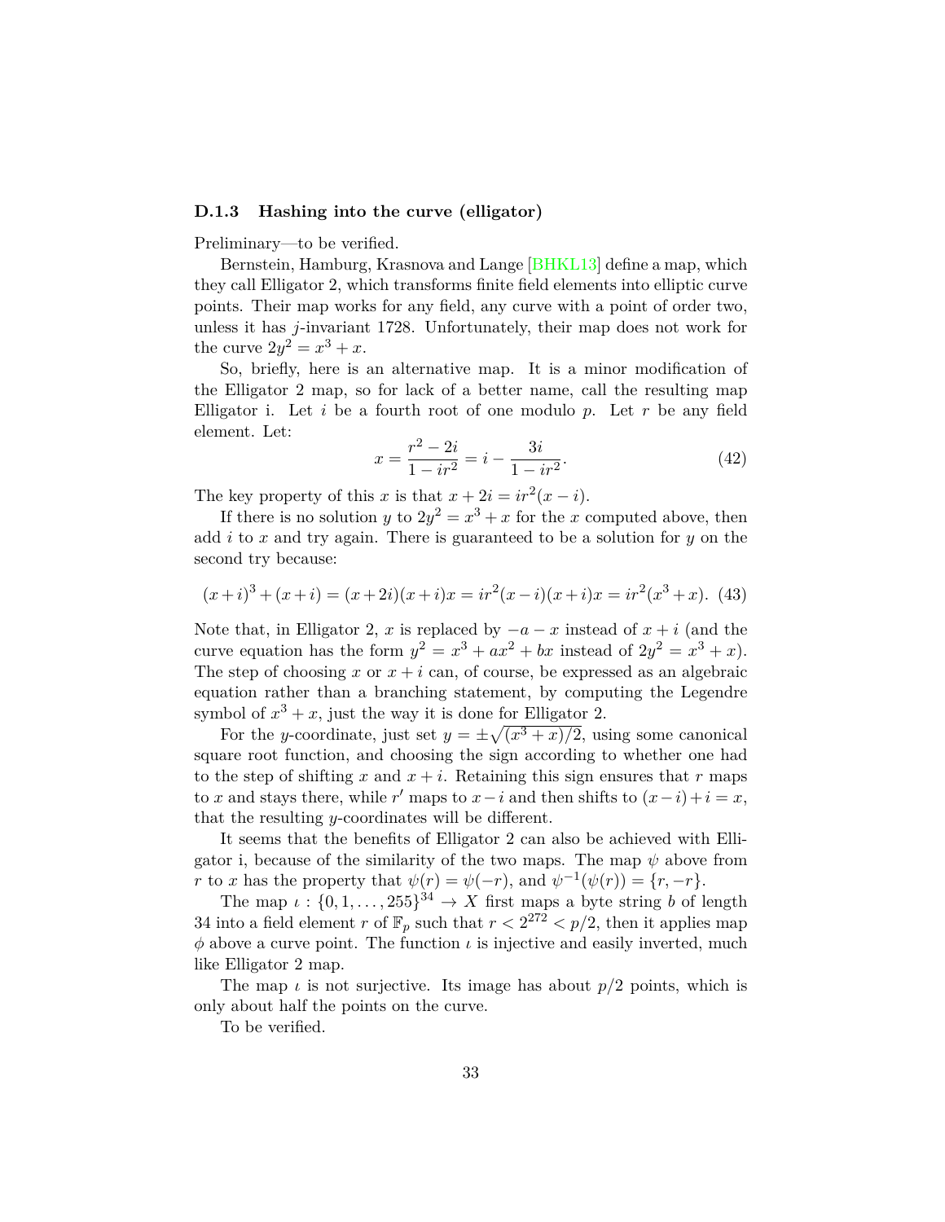### D.1.3 Hashing into the curve (elligator)

Preliminary—to be verified.

Bernstein, Hamburg, Krasnova and Lange [BHKL13] define a map, which they call Elligator 2, which transforms finite field elements into elliptic curve points. Their map works for any field, any curve with a point of order two, unless it has $j$-invariant 1728. Unfortunately, their map does not work for the curve $2y^2 = x^3 + x$.

So, briefly, here is an alternative map. It is a minor modification of the Elligator 2 map, so for lack of a better name, call the resulting map Elligator i. Let $i$ be a fourth root of one modulo $p$. Let $r$ be any field element. Let:

$$x = \frac{r^2 - 2i}{1 - ir^2} = i - \frac{3i}{1 - ir^2}. \tag{42}$$

The key property of this $x$ is that $x + 2i = ir^2(x - i)$.

If there is no solution $y$ to $2y^2 = x^3 + x$ for the $x$ computed above, then add $i$ to $x$ and try again. There is guaranteed to be a solution for $y$ on the second try because:

$$(x+i)^3 + (x+i) = (x+2i)(x+i)x = ir^2(x-i)(x+i)x = ir^2(x^3+x). \tag{43}$$

Note that, in Elligator 2, $x$ is replaced by $-a - x$ instead of $x + i$ (and the curve equation has the form $y^2 = x^3 + ax^2 + bx$ instead of $2y^2 = x^3 + x$). The step of choosing $x$ or $x + i$ can, of course, be expressed as an algebraic equation rather than a branching statement, by computing the Legendre symbol of $x^3 + x$, just the way it is done for Elligator 2.

For the $y$-coordinate, just set $y = \pm\sqrt{(x^3 + x)/2}$, using some canonical square root function, and choosing the sign according to whether one had to the step of shifting $x$ and $x + i$. Retaining this sign ensures that $r$ maps to $x$ and stays there, while $r'$ maps to $x - i$ and then shifts to $(x - i) + i = x$, that the resulting $y$-coordinates will be different.

It seems that the benefits of Elligator 2 can also be achieved with Elligator i, because of the similarity of the two maps. The map $\psi$ above from $r$ to $x$ has the property that $\psi(r) = \psi(-r)$, and $\psi^{-1}(\psi(r)) = \{r, -r\}$.

The map $\iota : \{0, 1, \ldots, 255\}^{34} \to X$ first maps a byte string $b$ of length 34 into a field element $r$ of $\mathbb{F}_p$ such that $r < 2^{272} < p/2$, then it applies map $\phi$ above a curve point. The function $\iota$ is injective and easily inverted, much like Elligator 2 map.

The map $\iota$ is not surjective. Its image has about $p/2$ points, which is only about half the points on the curve.

To be verified.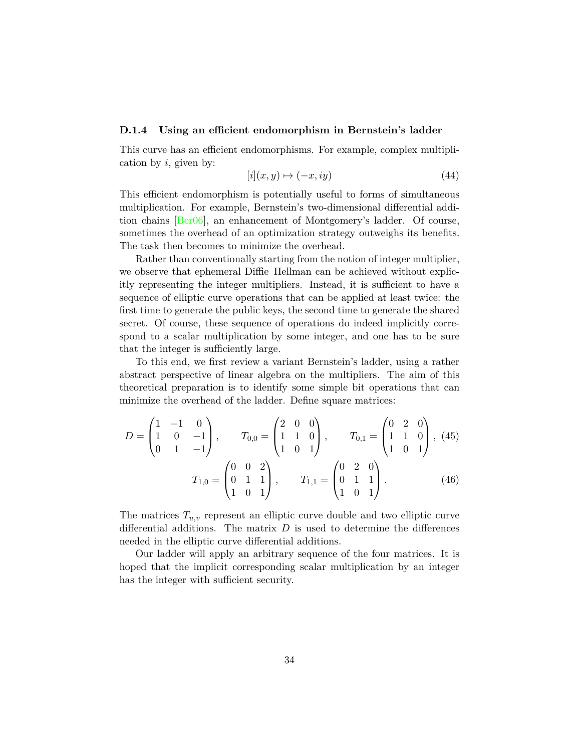### D.1.4 Using an efficient endomorphism in Bernstein's ladder

This curve has an efficient endomorphisms. For example, complex multiplication by $i$, given by:

$$[i](x, y) \mapsto (-x, iy) \tag{44}$$

This efficient endomorphism is potentially useful to forms of simultaneous multiplication. For example, Bernstein's two-dimensional differential addition chains [Ber06], an enhancement of Montgomery's ladder. Of course, sometimes the overhead of an optimization strategy outweighs its benefits. The task then becomes to minimize the overhead.

Rather than conventionally starting from the notion of integer multiplier, we observe that ephemeral Diffie–Hellman can be achieved without explicitly representing the integer multipliers. Instead, it is sufficient to have a sequence of elliptic curve operations that can be applied at least twice: the first time to generate the public keys, the second time to generate the shared secret. Of course, these sequence of operations do indeed implicitly correspond to a scalar multiplication by some integer, and one has to be sure that the integer is sufficiently large.

To this end, we first review a variant Bernstein's ladder, using a rather abstract perspective of linear algebra on the multipliers. The aim of this theoretical preparation is to identify some simple bit operations that can minimize the overhead of the ladder. Define square matrices:

$$D = \begin{pmatrix} 1 & -1 & 0 \\ 1 & 0 & -1 \\ 0 & 1 & -1 \end{pmatrix}, \qquad T_{0,0} = \begin{pmatrix} 2 & 0 & 0 \\ 1 & 1 & 0 \\ 1 & 0 & 1 \end{pmatrix}, \qquad T_{0,1} = \begin{pmatrix} 0 & 2 & 0 \\ 1 & 1 & 0 \\ 1 & 0 & 1 \end{pmatrix}, \tag{45}$$

$$T_{1,0} = \begin{pmatrix} 0 & 0 & 2 \\ 0 & 1 & 1 \\ 1 & 0 & 1 \end{pmatrix}, \qquad T_{1,1} = \begin{pmatrix} 0 & 2 & 0 \\ 0 & 1 & 1 \\ 1 & 0 & 1 \end{pmatrix}. \tag{46}$$

The matrices $T_{u,v}$ represent an elliptic curve double and two elliptic curve differential additions. The matrix $D$ is used to determine the differences needed in the elliptic curve differential additions.

Our ladder will apply an arbitrary sequence of the four matrices. It is hoped that the implicit corresponding scalar multiplication by an integer has the integer with sufficient security.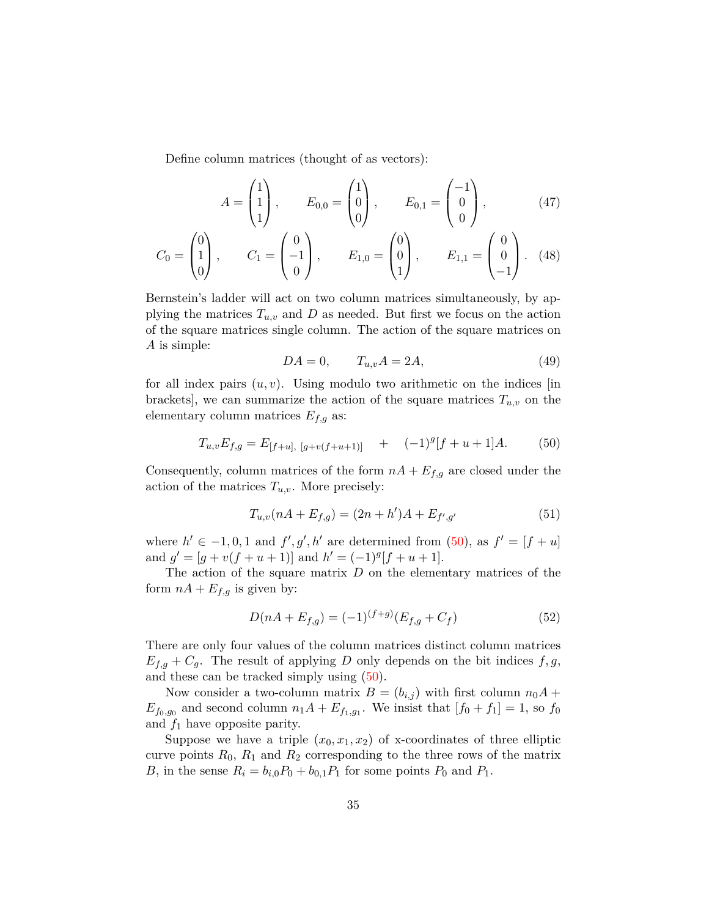Define column matrices (thought of as vectors):

$$A = \begin{pmatrix} 1 \\ 1 \\ 1 \end{pmatrix}, \qquad E_{0,0} = \begin{pmatrix} 1 \\ 0 \\ 0 \end{pmatrix}, \qquad E_{0,1} = \begin{pmatrix} -1 \\ 0 \\ 0 \end{pmatrix}, \tag{47}$$

$$C_0 = \begin{pmatrix} 0 \\ 1 \\ 0 \end{pmatrix}, \qquad C_1 = \begin{pmatrix} 0 \\ -1 \\ 0 \end{pmatrix}, \qquad E_{1,0} = \begin{pmatrix} 0 \\ 0 \\ 1 \end{pmatrix}, \qquad E_{1,1} = \begin{pmatrix} 0 \\ 0 \\ -1 \end{pmatrix}. \tag{48}$$

Bernstein's ladder will act on two column matrices simultaneously, by applying the matrices $T_{u,v}$ and $D$ as needed. But first we focus on the action of the square matrices single column. The action of the square matrices on $A$ is simple:

$$DA = 0, \qquad T_{u,v}A = 2A, \tag{49}$$

for all index pairs $(u, v)$. Using modulo two arithmetic on the indices [in brackets], we can summarize the action of the square matrices $T_{u,v}$ on the elementary column matrices $E_{f,g}$ as:

$$T_{u,v}E_{f,g} = E_{[f+u],\ [g+v(f+u+1)]} \quad + \quad (-1)^g[f+u+1]A. \tag{50}$$

Consequently, column matrices of the form $nA + E_{f,g}$ are closed under the action of the matrices $T_{u,v}$. More precisely:

$$T_{u,v}(nA + E_{f,g}) = (2n + h')A + E_{f',g'} \tag{51}$$

where $h' \in -1, 0, 1$ and $f', g', h'$ are determined from (50), as $f' = [f + u]$ and $g' = [g + v(f + u + 1)]$ and $h' = (-1)^g[f + u + 1]$.

The action of the square matrix $D$ on the elementary matrices of the form $nA + E_{f,g}$ is given by:

$$D(nA + E_{f,g}) = (-1)^{(f+g)}(E_{f,g} + C_f) \tag{52}$$

There are only four values of the column matrices distinct column matrices $E_{f,g} + C_g$. The result of applying $D$ only depends on the bit indices $f, g$, and these can be tracked simply using (50).

Now consider a two-column matrix $B = (b_{i,j})$ with first column $n_0A + E_{f_0,g_0}$ and second column $n_1A + E_{f_1,g_1}$. We insist that $[f_0 + f_1] = 1$, so $f_0$ and $f_1$ have opposite parity.

Suppose we have a triple $(x_0, x_1, x_2)$ of x-coordinates of three elliptic curve points $R_0$, $R_1$ and $R_2$ corresponding to the three rows of the matrix $B$, in the sense $R_i = b_{i,0}P_0 + b_{0,1}P_1$ for some points $P_0$ and $P_1$.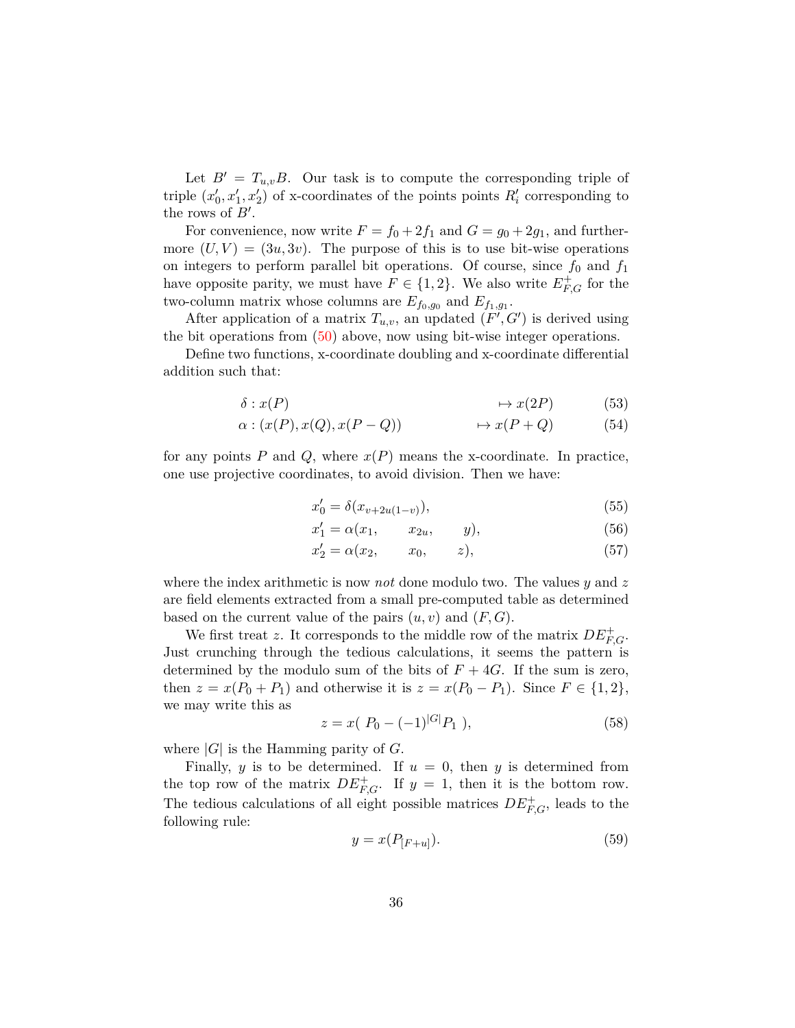Let $B' = T_{u,v}B$. Our task is to compute the corresponding triple of triple $(x'_0, x'_1, x'_2)$ of x-coordinates of the points points $R'_i$ corresponding to the rows of $B'$.

For convenience, now write $F = f_0 + 2f_1$ and $G = g_0 + 2g_1$, and furthermore $(U, V) = (3u, 3v)$. The purpose of this is to use bit-wise operations on integers to perform parallel bit operations. Of course, since $f_0$ and $f_1$ have opposite parity, we must have $F \in \{1, 2\}$. We also write $E^+_{F,G}$ for the two-column matrix whose columns are $E_{f_0,g_0}$ and $E_{f_1,g_1}$.

After application of a matrix $T_{u,v}$, an updated $(F', G')$ is derived using the bit operations from (50) above, now using bit-wise integer operations.

Define two functions, x-coordinate doubling and x-coordinate differential addition such that:

$$\delta : x(P) \mapsto x(2P) \tag{53}$$

$$\alpha : (x(P), x(Q), x(P - Q)) \mapsto x(P + Q) \tag{54}$$

for any points $P$ and $Q$, where $x(P)$ means the x-coordinate. In practice, one use projective coordinates, to avoid division. Then we have:

$$x'_0 = \delta(x_{v+2u(1-v)}), \tag{55}$$

$$x'_1 = \alpha(x_1, \quad x_{2u}, \quad y), \tag{56}$$

$$x'_2 = \alpha(x_2, \quad x_0, \quad z), \tag{57}$$

where the index arithmetic is now *not* done modulo two. The values $y$ and $z$ are field elements extracted from a small pre-computed table as determined based on the current value of the pairs $(u, v)$ and $(F, G)$.

We first treat $z$. It corresponds to the middle row of the matrix $DE^+_{F,G}$. Just crunching through the tedious calculations, it seems the pattern is determined by the modulo sum of the bits of $F + 4G$. If the sum is zero, then $z = x(P_0 + P_1)$ and otherwise it is $z = x(P_0 - P_1)$. Since $F \in \{1, 2\}$, we may write this as

$$z = x(\ P_0 - (-1)^{|G|}P_1\ ), \tag{58}$$

where $|G|$ is the Hamming parity of $G$.

Finally, $y$ is to be determined. If $u = 0$, then $y$ is determined from the top row of the matrix $DE^+_{F,G}$. If $y = 1$, then it is the bottom row. The tedious calculations of all eight possible matrices $DE^+_{F,G}$, leads to the following rule:

$$y = x(P_{[F+u]}). \tag{59}$$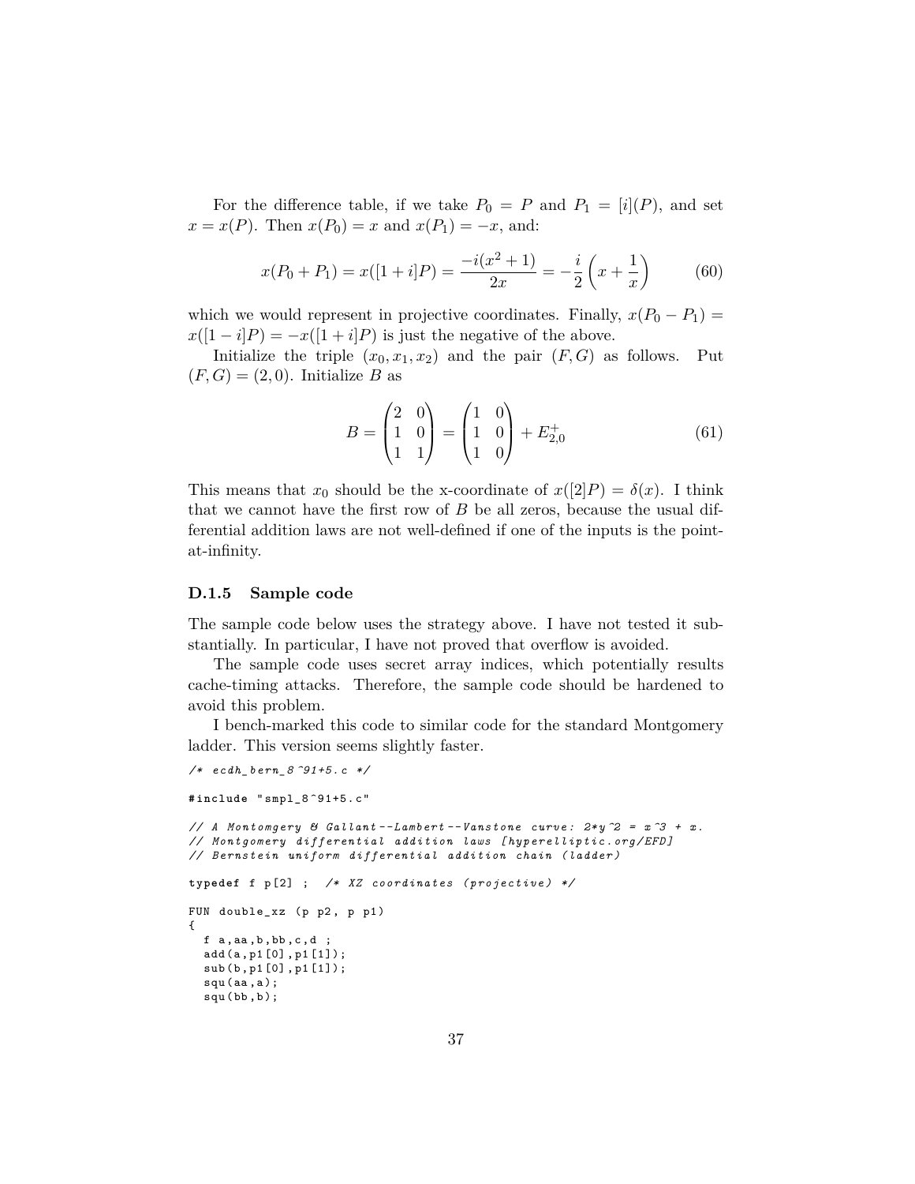For the difference table, if we take $P_0 = P$ and $P_1 = [i](P)$, and set $x = x(P)$. Then $x(P_0) = x$ and $x(P_1) = -x$, and:

$$x(P_0 + P_1) = x([1+i]P) = \frac{-i(x^2+1)}{2x} = -\frac{i}{2}\left(x + \frac{1}{x}\right) \tag{60}$$

which we would represent in projective coordinates. Finally, $x(P_0 - P_1) = x([1-i]P) = -x([1+i]P)$ is just the negative of the above.

Initialize the triple $(x_0, x_1, x_2)$ and the pair $(F, G)$ as follows. Put $(F, G) = (2, 0)$. Initialize $B$ as

$$B = \begin{pmatrix} 2 & 0 \\ 1 & 0 \\ 1 & 1 \end{pmatrix} = \begin{pmatrix} 1 & 0 \\ 1 & 0 \\ 1 & 0 \end{pmatrix} + E^{+}_{2,0} \tag{61}$$

This means that $x_0$ should be the x-coordinate of $x([2]P) = \delta(x)$. I think that we cannot have the first row of $B$ be all zeros, because the usual differential addition laws are not well-defined if one of the inputs is the point-at-infinity.

### D.1.5 Sample code

The sample code below uses the strategy above. I have not tested it substantially. In particular, I have not proved that overflow is avoided.

The sample code uses secret array indices, which potentially results cache-timing attacks. Therefore, the sample code should be hardened to avoid this problem.

I bench-marked this code to similar code for the standard Montgomery ladder. This version seems slightly faster.

```
/* ecdh_bern_8^91+5.c */

#include "smpl_8^91+5.c"

// A Montomgery & Gallant--Lambert--Vanstone curve: 2*y^2 = x^3 + x.
// Montgomery differential addition laws [hyperelliptic.org/EFD]
// Bernstein uniform differential addition chain (ladder)

typedef f p[2] ;  /* XZ coordinates (projective) */

FUN double_xz (p p2, p p1)
{
  f a,aa,b,bb,c,d ;
  add(a,p1[0],p1[1]);
  sub(b,p1[0],p1[1]);
  squ(aa,a);
  squ(bb,b);
```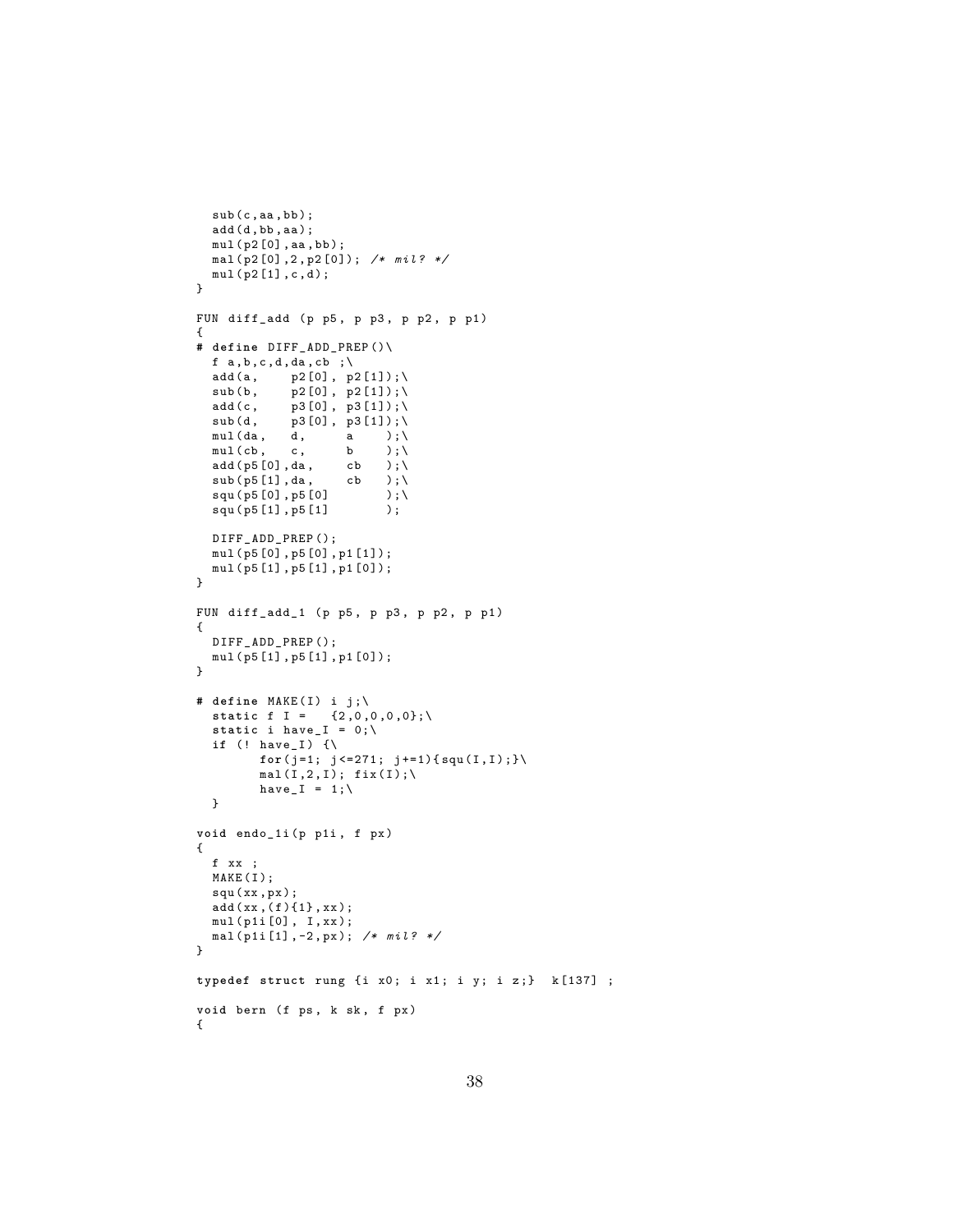```
  sub(c,aa,bb);
  add(d,bb,aa);
  mul(p2[0],aa,bb);
  mal(p2[0],2,p2[0]); /* mil? */
  mul(p2[1],c,d);
}

FUN diff_add (p p5, p p3, p p2, p p1)
{
# define DIFF_ADD_PREP()\
  f a,b,c,d,da,cb ;\
  add(a,    p2[0], p2[1]);\
  sub(b,    p2[0], p2[1]);\
  add(c,    p3[0], p3[1]);\
  sub(d,    p3[0], p3[1]);\
  mul(da,   d,     a    );\
  mul(cb,   c,     b    );\
  add(p5[0],da,    cb   );\
  sub(p5[1],da,    cb   );\
  squ(p5[0],p5[0]       );\
  squ(p5[1],p5[1]       );

  DIFF_ADD_PREP();
  mul(p5[0],p5[0],p1[1]);
  mul(p5[1],p5[1],p1[0]);
}

FUN diff_add_1 (p p5, p p3, p p2, p p1)
{
  DIFF_ADD_PREP();
  mul(p5[1],p5[1],p1[0]);
}

# define MAKE(I) i j;\
  static f I =   {2,0,0,0,0};\
  static i have_I = 0;\
  if (! have_I) {\
        for(j=1; j<=271; j+=1){squ(I,I);}\
        mal(I,2,I); fix(I);\
        have_I = 1;\
  }

void endo_1i(p p1i, f px)
{
  f xx ;
  MAKE(I);
  squ(xx,px);
  add(xx,(f){1},xx);
  mul(p1i[0], I,xx);
  mal(p1i[1],-2,px); /* mil? */
}

typedef struct rung {i x0; i x1; i y; i z;}  k[137] ;

void bern (f ps, k sk, f px)
{
```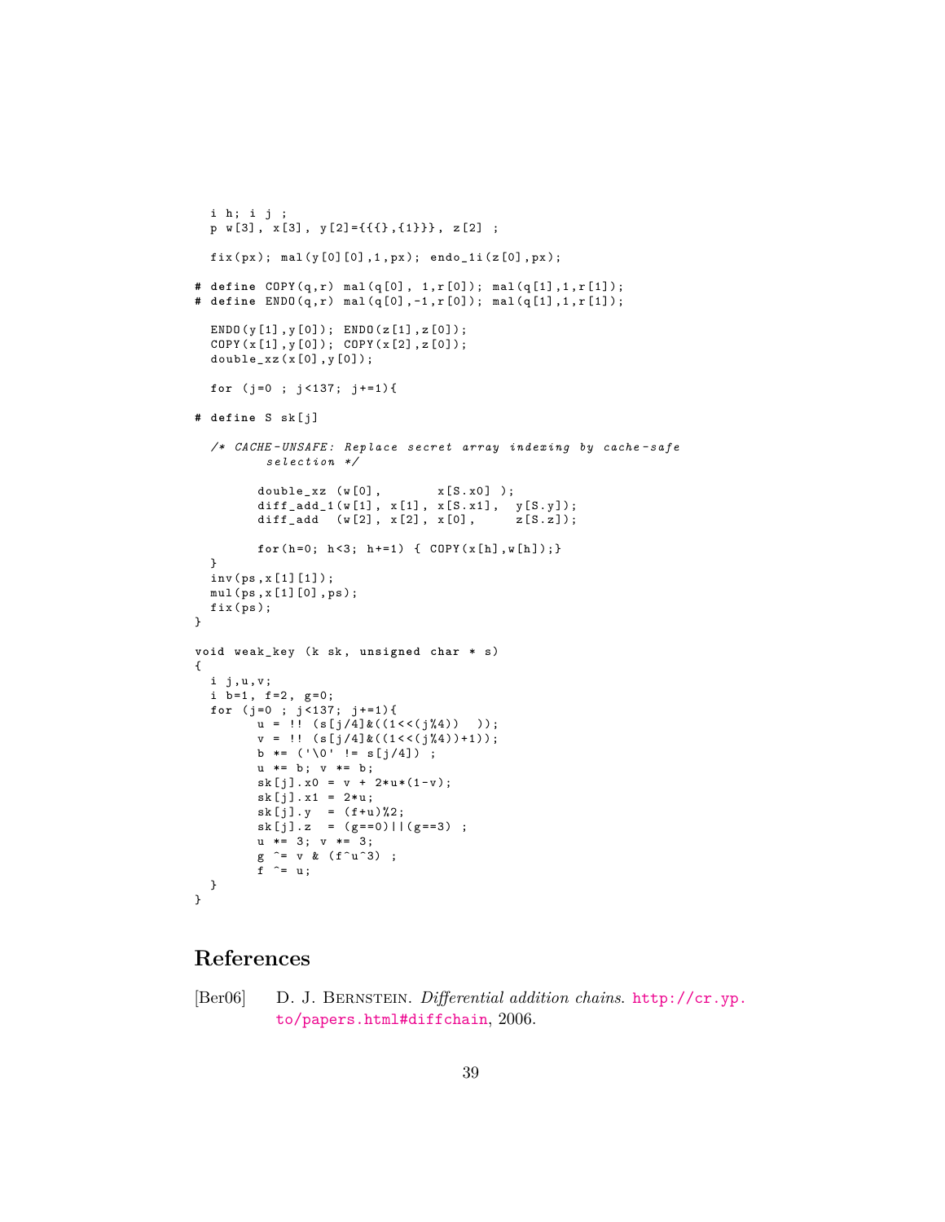```
  i h; i j ;
  p w[3], x[3], y[2]={{{},{1}}}, z[2] ;

  fix(px); mal(y[0][0],1,px); endo_1i(z[0],px);

# define COPY(q,r) mal(q[0], 1,r[0]); mal(q[1],1,r[1]);
# define ENDO(q,r) mal(q[0],-1,r[0]); mal(q[1],1,r[1]);

  ENDO(y[1],y[0]); ENDO(z[1],z[0]);
  COPY(x[1],y[0]); COPY(x[2],z[0]);
  double_xz(x[0],y[0]);

  for (j=0 ; j<137; j+=1){

# define S sk[j]

  /* CACHE-UNSAFE: Replace secret array indexing by cache-safe
         selection */

        double_xz (w[0],       x[S.x0] );
        diff_add_1(w[1], x[1], x[S.x1],  y[S.y]);
        diff_add  (w[2], x[2], x[0],     z[S.z]);

        for(h=0; h<3; h+=1) { COPY(x[h],w[h]);}
  }
  inv(ps,x[1][1]);
  mul(ps,x[1][0],ps);
  fix(ps);
}

void weak_key (k sk, unsigned char * s)
{
  i j,u,v;
  i b=1, f=2, g=0;
  for (j=0 ; j<137; j+=1){
        u = !! (s[j/4]&((1<<(j%4))  ));
        v = !! (s[j/4]&((1<<(j%4))+1));
        b *= ('\0' != s[j/4]) ;
        u *= b; v *= b;
        sk[j].x0 = v + 2*u*(1-v);
        sk[j].x1 = 2*u;
        sk[j].y  = (f+u)%2;
        sk[j].z  = (g==0)||(g==3) ;
        u *= 3; v *= 3;
        g ^= v & (f^u^3) ;
        f ^= u;
  }
}
```

## References

[Ber06] D. J. Bernstein. *Differential addition chains.* http://cr.yp.to/papers.html#diffchain, 2006.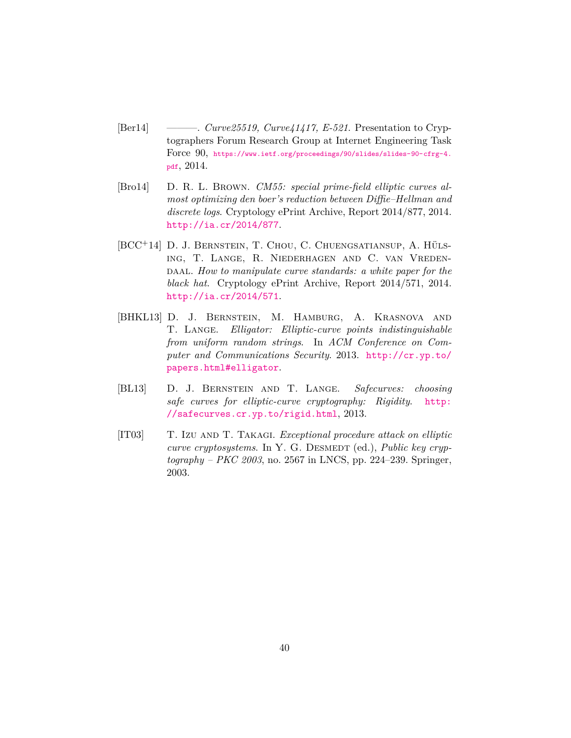[Ber14] ———. *Curve25519, Curve41417, E-521.* Presentation to Cryptographers Forum Research Group at Internet Engineering Task Force 90, https://www.ietf.org/proceedings/90/slides/slides-90-cfrg-4.pdf, 2014.

[Bro14] D. R. L. Brown. *CM55: special prime-field elliptic curves almost optimizing den boer's reduction between Diffie–Hellman and discrete logs.* Cryptology ePrint Archive, Report 2014/877, 2014. http://ia.cr/2014/877.

[BCC+14] D. J. Bernstein, T. Chou, C. Chuengsatiansup, A. Hülsing, T. Lange, R. Niederhagen and C. van Vredendaal. *How to manipulate curve standards: a white paper for the black hat.* Cryptology ePrint Archive, Report 2014/571, 2014. http://ia.cr/2014/571.

[BHKL13] D. J. Bernstein, M. Hamburg, A. Krasnova and T. Lange. *Elligator: Elliptic-curve points indistinguishable from uniform random strings.* In *ACM Conference on Computer and Communications Security*. 2013. http://cr.yp.to/papers.html#elligator.

[BL13] D. J. Bernstein and T. Lange. *Safecurves: choosing safe curves for elliptic-curve cryptography: Rigidity.* http://safecurves.cr.yp.to/rigid.html, 2013.

[IT03] T. Izu and T. Takagi. *Exceptional procedure attack on elliptic curve cryptosystems.* In Y. G. Desmedt (ed.), *Public key cryptography – PKC 2003*, no. 2567 in LNCS, pp. 224–239. Springer, 2003.